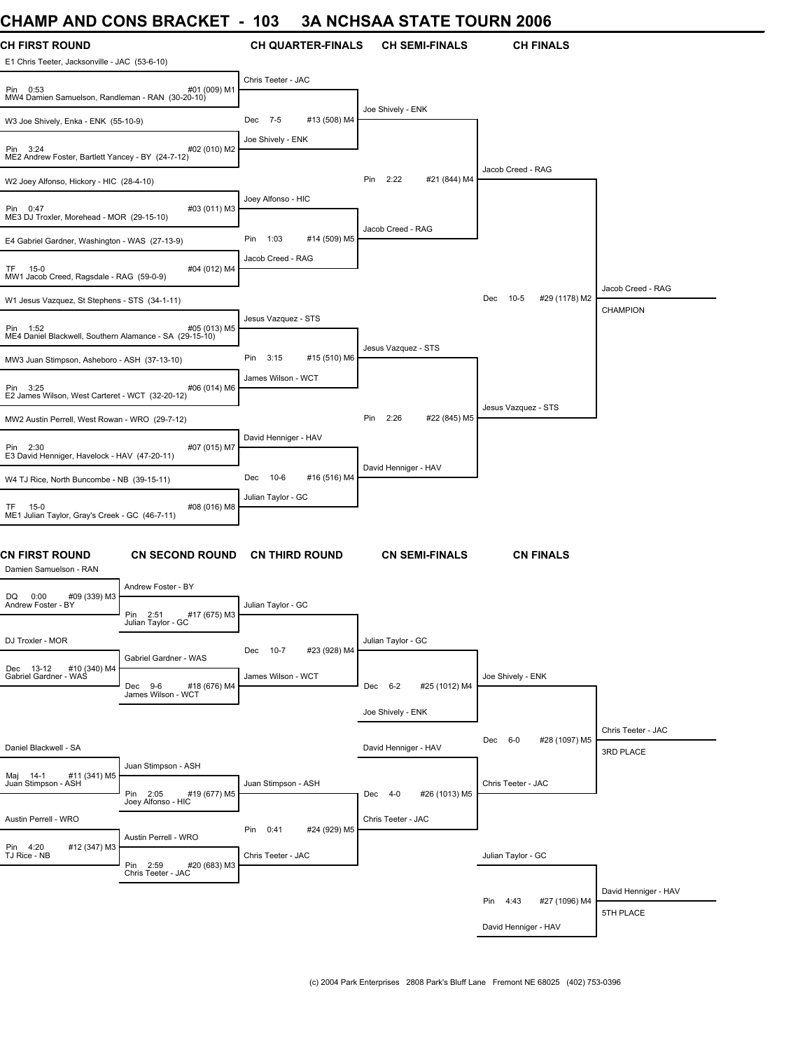# CHAMP AND CONS BRACKET - 103 3A NCHSAA STATE TOURN 2006

## CH FIRST ROUND

| Bout | Wrestler 1 | Wrestler 2 | Result |
|---|---|---|---|
| #01 (009) M1 | E1 Chris Teeter, Jacksonville - JAC (53-6-10) | MW4 Damien Samuelson, Randleman - RAN (30-20-10) | Pin 0:53 |
| #02 (010) M2 | W3 Joe Shively, Enka - ENK (55-10-9) | ME2 Andrew Foster, Bartlett Yancey - BY (24-7-12) | Pin 3:24 |
| #03 (011) M3 | W2 Joey Alfonso, Hickory - HIC (28-4-10) | ME3 DJ Troxler, Morehead - MOR (29-15-10) | Pin 0:47 |
| #04 (012) M4 | E4 Gabriel Gardner, Washington - WAS (27-13-9) | MW1 Jacob Creed, Ragsdale - RAG (59-0-9) | TF 15-0 |
| #05 (013) M5 | W1 Jesus Vazquez, St Stephens - STS (34-1-11) | ME4 Daniel Blackwell, Southern Alamance - SA (29-15-10) | Pin 1:52 |
| #06 (014) M6 | MW3 Juan Stimpson, Asheboro - ASH (37-13-10) | E2 James Wilson, West Carteret - WCT (32-20-12) | Pin 3:25 |
| #07 (015) M7 | MW2 Austin Perrell, West Rowan - WRO (29-7-12) | E3 David Henniger, Havelock - HAV (47-20-11) | Pin 2:30 |
| #08 (016) M8 | W4 TJ Rice, North Buncombe - NB (39-15-11) | ME1 Julian Taylor, Gray's Creek - GC (46-7-11) | TF 15-0 |

## CH QUARTER-FINALS

| Bout | Wrestler 1 | Wrestler 2 | Result |
|---|---|---|---|
| #13 (508) M4 | Chris Teeter - JAC | Joe Shively - ENK | Dec 7-5 |
| #14 (509) M5 | Joey Alfonso - HIC | Jacob Creed - RAG | Pin 1:03 |
| #15 (510) M6 | Jesus Vazquez - STS | James Wilson - WCT | Pin 3:15 |
| #16 (516) M4 | David Henniger - HAV | Julian Taylor - GC | Dec 10-6 |

## CH SEMI-FINALS

| Bout | Wrestler 1 | Wrestler 2 | Result |
|---|---|---|---|
| #21 (844) M4 | Joe Shively - ENK | Jacob Creed - RAG | Pin 2:22 |
| #22 (845) M5 | Jesus Vazquez - STS | David Henniger - HAV | Pin 2:26 |

## CH FINALS

| Bout | Wrestler 1 | Wrestler 2 | Result |
|---|---|---|---|
| #29 (1178) M2 | Jacob Creed - RAG | Jesus Vazquez - STS | Dec 10-5 |

**CHAMPION:** Jacob Creed - RAG

## CN FIRST ROUND

| Bout | Wrestler 1 | Wrestler 2 | Result |
|---|---|---|---|
| #09 (339) M3 | Damien Samuelson - RAN | Andrew Foster - BY | DQ 0:00 |
| #10 (340) M4 | DJ Troxler - MOR | Gabriel Gardner - WAS | Dec 13-12 |
| #11 (341) M5 | Daniel Blackwell - SA | Juan Stimpson - ASH | Maj 14-1 |
| #12 (347) M3 | Austin Perrell - WRO | TJ Rice - NB | Pin 4:20 |

## CN SECOND ROUND

| Bout | Wrestler 1 | Wrestler 2 | Result |
|---|---|---|---|
| #17 (675) M3 | Andrew Foster - BY | Julian Taylor - GC | Pin 2:51 |
| #18 (676) M4 | Gabriel Gardner - WAS | James Wilson - WCT | Dec 9-6 |
| #19 (677) M5 | Juan Stimpson - ASH | Joey Alfonso - HIC | Pin 2:05 |
| #20 (683) M3 | Austin Perrell - WRO | Chris Teeter - JAC | Pin 2:59 |

## CN THIRD ROUND

| Bout | Wrestler 1 | Wrestler 2 | Result |
|---|---|---|---|
| #23 (928) M4 | Julian Taylor - GC | James Wilson - WCT | Dec 10-7 |
| #24 (929) M5 | Juan Stimpson - ASH | Chris Teeter - JAC | Pin 0:41 |

## CN SEMI-FINALS

| Bout | Wrestler 1 | Wrestler 2 | Result |
|---|---|---|---|
| #25 (1012) M4 | Julian Taylor - GC | Joe Shively - ENK | Dec 6-2 |
| #26 (1013) M5 | David Henniger - HAV | Chris Teeter - JAC | Dec 4-0 |

## CN FINALS

| Bout | Wrestler 1 | Wrestler 2 | Result |
|---|---|---|---|
| #28 (1097) M5 | Joe Shively - ENK | Chris Teeter - JAC | Dec 6-0 |
| #27 (1096) M4 | Julian Taylor - GC | David Henniger - HAV | Pin 4:43 |

**3RD PLACE:** Chris Teeter - JAC

**5TH PLACE:** David Henniger - HAV

(c) 2004 Park Enterprises 2808 Park's Bluff Lane Fremont NE 68025 (402) 753-0396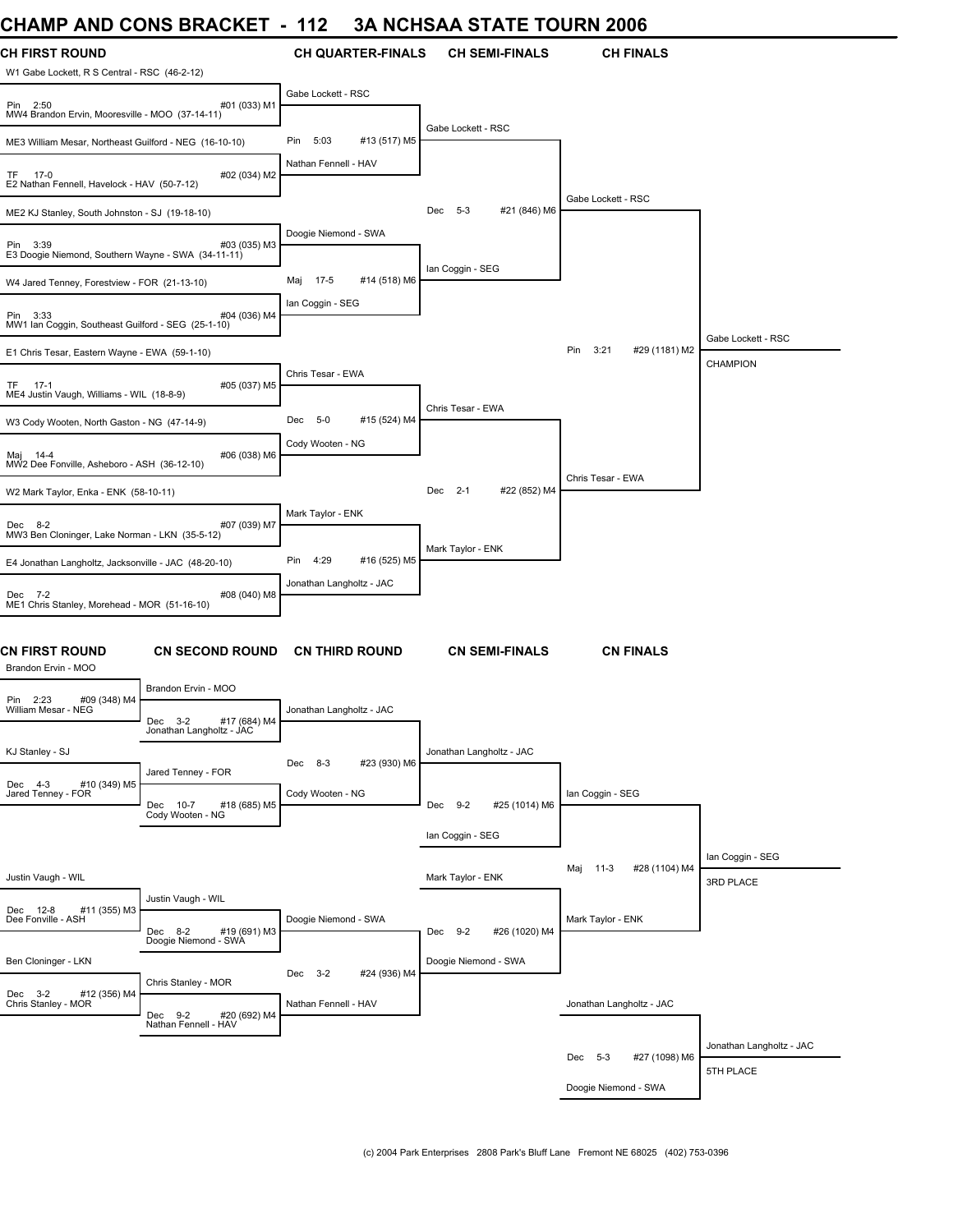# CHAMP AND CONS BRACKET - 112 3A NCHSAA STATE TOURN 2006

## CH FIRST ROUND

W1 Gabe Lockett, R S Central - RSC (46-2-12)
Pin 2:50 #01 (033) M1
MW4 Brandon Ervin, Mooresville - MOO (37-14-11)

ME3 William Mesar, Northeast Guilford - NEG (16-10-10)
TF 17-0 #02 (034) M2
E2 Nathan Fennell, Havelock - HAV (50-7-12)

ME2 KJ Stanley, South Johnston - SJ (19-18-10)
Pin 3:39 #03 (035) M3
E3 Doogie Niemond, Southern Wayne - SWA (34-11-11)

W4 Jared Tenney, Forestview - FOR (21-13-10)
Pin 3:33 #04 (036) M4
MW1 Ian Coggin, Southeast Guilford - SEG (25-1-10)

E1 Chris Tesar, Eastern Wayne - EWA (59-1-10)
TF 17-1 #05 (037) M5
ME4 Justin Vaugh, Williams - WIL (18-8-9)

W3 Cody Wooten, North Gaston - NG (47-14-9)
Maj 14-4 #06 (038) M6
MW2 Dee Fonville, Asheboro - ASH (36-12-10)

W2 Mark Taylor, Enka - ENK (58-10-11)
Dec 8-2 #07 (039) M7
MW3 Ben Cloninger, Lake Norman - LKN (35-5-12)

E4 Jonathan Langholtz, Jacksonville - JAC (48-20-10)
Dec 7-2 #08 (040) M8
ME1 Chris Stanley, Morehead - MOR (51-16-10)

## CH QUARTER-FINALS

Gabe Lockett - RSC
Pin 5:03 #13 (517) M5
Nathan Fennell - HAV

Doogie Niemond - SWA
Maj 17-5 #14 (518) M6
Ian Coggin - SEG

Chris Tesar - EWA
Dec 5-0 #15 (524) M4
Cody Wooten - NG

Mark Taylor - ENK
Pin 4:29 #16 (525) M5
Jonathan Langholtz - JAC

## CH SEMI-FINALS

Gabe Lockett - RSC
Dec 5-3 #21 (846) M6
Ian Coggin - SEG

Chris Tesar - EWA
Dec 2-1 #22 (852) M4
Mark Taylor - ENK

## CH FINALS

Gabe Lockett - RSC
Pin 3:21 #29 (1181) M2
Chris Tesar - EWA

Gabe Lockett - RSC
CHAMPION

## CN FIRST ROUND

Brandon Ervin - MOO
Pin 2:23 #09 (348) M4
William Mesar - NEG

KJ Stanley - SJ
Dec 4-3 #10 (349) M5
Jared Tenney - FOR

Justin Vaugh - WIL
Dec 12-8 #11 (355) M3
Dee Fonville - ASH

Ben Cloninger - LKN
Dec 3-2 #12 (356) M4
Chris Stanley - MOR

## CN SECOND ROUND

Brandon Ervin - MOO
Dec 3-2 #17 (684) M4
Jonathan Langholtz - JAC

Jared Tenney - FOR
Dec 10-7 #18 (685) M5
Cody Wooten - NG

Justin Vaugh - WIL
Dec 8-2 #19 (691) M3
Doogie Niemond - SWA

Chris Stanley - MOR
Dec 9-2 #20 (692) M4
Nathan Fennell - HAV

## CN THIRD ROUND

Jonathan Langholtz - JAC
Dec 8-3 #23 (930) M6
Cody Wooten - NG

Doogie Niemond - SWA
Dec 3-2 #24 (936) M4
Nathan Fennell - HAV

## CN SEMI-FINALS

Jonathan Langholtz - JAC
Dec 9-2 #25 (1014) M6
Ian Coggin - SEG

Mark Taylor - ENK
Dec 9-2 #26 (1020) M4
Doogie Niemond - SWA

## CN FINALS

Ian Coggin - SEG
Maj 11-3 #28 (1104) M4
Mark Taylor - ENK

Ian Coggin - SEG
3RD PLACE

Jonathan Langholtz - JAC
Dec 5-3 #27 (1098) M6
Doogie Niemond - SWA

Jonathan Langholtz - JAC
5TH PLACE

(c) 2004 Park Enterprises 2808 Park's Bluff Lane Fremont NE 68025 (402) 753-0396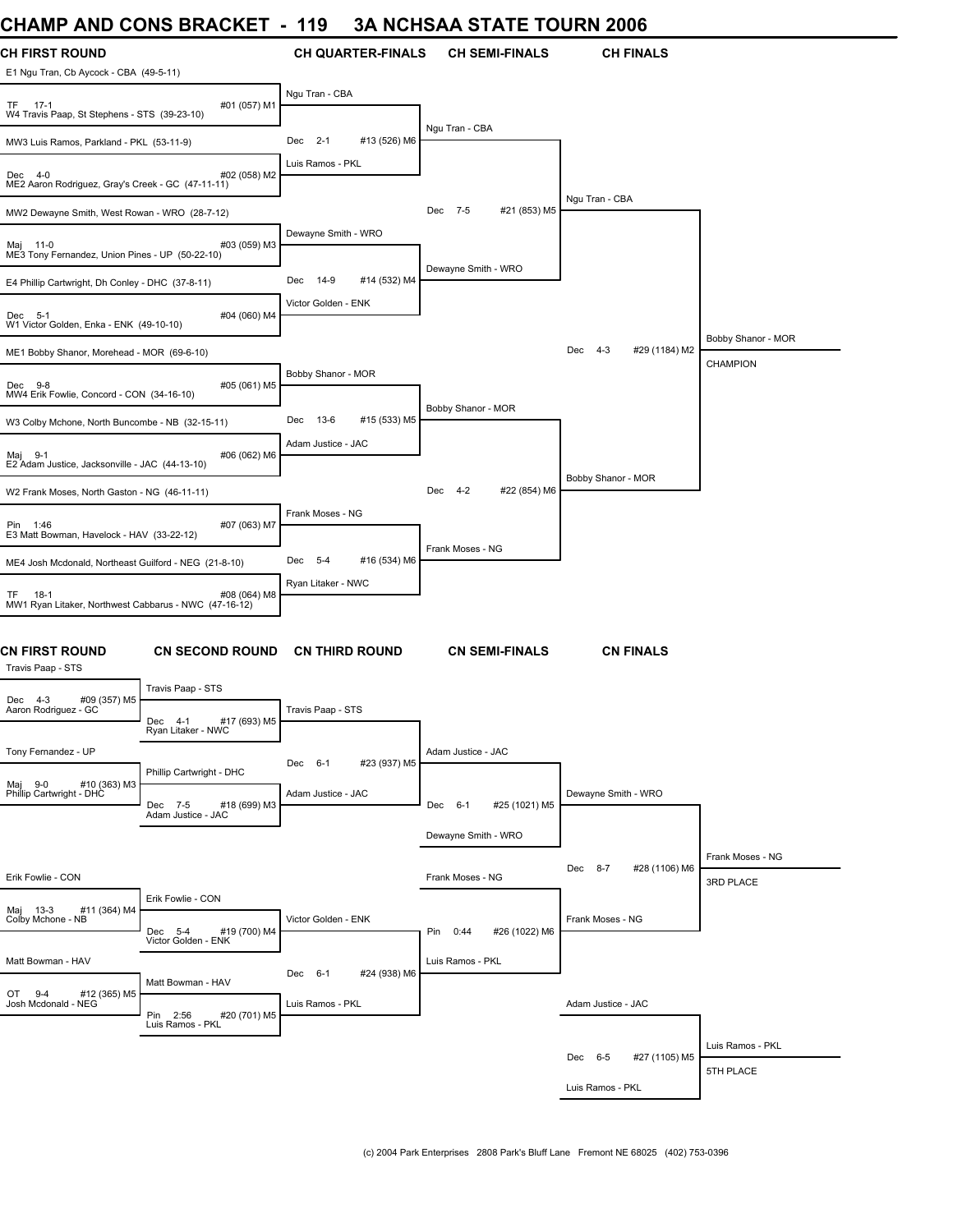# CHAMP AND CONS BRACKET - 119 3A NCHSAA STATE TOURN 2006

## CH FIRST ROUND

| Bout | Wrestler 1 | Result | Wrestler 2 |
|---|---|---|---|
| #01 (057) M1 | E1 Ngu Tran, Cb Aycock - CBA (49-5-11) | TF 17-1 | W4 Travis Paap, St Stephens - STS (39-23-10) |
| #02 (058) M2 | MW3 Luis Ramos, Parkland - PKL (53-11-9) | Dec 4-0 | ME2 Aaron Rodriguez, Gray's Creek - GC (47-11-11) |
| #03 (059) M3 | MW2 Dewayne Smith, West Rowan - WRO (28-7-12) | Maj 11-0 | ME3 Tony Fernandez, Union Pines - UP (50-22-10) |
| #04 (060) M4 | E4 Phillip Cartwright, Dh Conley - DHC (37-8-11) | Dec 5-1 | W1 Victor Golden, Enka - ENK (49-10-10) |
| #05 (061) M5 | ME1 Bobby Shanor, Morehead - MOR (69-6-10) | Dec 9-8 | MW4 Erik Fowlie, Concord - CON (34-16-10) |
| #06 (062) M6 | W3 Colby Mchone, North Buncombe - NB (32-15-11) | Maj 9-1 | E2 Adam Justice, Jacksonville - JAC (44-13-10) |
| #07 (063) M7 | W2 Frank Moses, North Gaston - NG (46-11-11) | Pin 1:46 | E3 Matt Bowman, Havelock - HAV (33-22-12) |
| #08 (064) M8 | ME4 Josh Mcdonald, Northeast Guilford - NEG (21-8-10) | TF 18-1 | MW1 Ryan Litaker, Northwest Cabbarus - NWC (47-16-12) |

## CH QUARTER-FINALS

| Bout | Winner | Result |
|---|---|---|
| #13 (526) M6 | Ngu Tran - CBA over Luis Ramos - PKL | Dec 2-1 |
| #14 (532) M4 | Dewayne Smith - WRO over Victor Golden - ENK | Dec 14-9 |
| #15 (533) M5 | Bobby Shanor - MOR over Adam Justice - JAC | Dec 13-6 |
| #16 (534) M6 | Frank Moses - NG over Ryan Litaker - NWC | Dec 5-4 |

## CH SEMI-FINALS

| Bout | Winner | Result |
|---|---|---|
| #21 (853) M5 | Ngu Tran - CBA over Dewayne Smith - WRO | Dec 7-5 |
| #22 (854) M6 | Bobby Shanor - MOR over Frank Moses - NG | Dec 4-2 |

## CH FINALS

| Bout | Winner | Result |
|---|---|---|
| #29 (1184) M2 | Bobby Shanor - MOR over Ngu Tran - CBA | Dec 4-3 |

**CHAMPION: Bobby Shanor - MOR**

## CN FIRST ROUND

| Bout | Winner | Result |
|---|---|---|
| #09 (357) M5 | Travis Paap - STS over Aaron Rodriguez - GC | Dec 4-3 |
| #10 (363) M3 | Phillip Cartwright - DHC over Tony Fernandez - UP | Maj 9-0 |
| #11 (364) M4 | Erik Fowlie - CON over Colby Mchone - NB | Maj 13-3 |
| #12 (365) M5 | Matt Bowman - HAV over Josh Mcdonald - NEG | OT 9-4 |

## CN SECOND ROUND

| Bout | Winner | Result |
|---|---|---|
| #17 (693) M5 | Travis Paap - STS over Ryan Litaker - NWC | Dec 4-1 |
| #18 (699) M3 | Adam Justice - JAC over Phillip Cartwright - DHC | Dec 7-5 |
| #19 (700) M4 | Victor Golden - ENK over Erik Fowlie - CON | Dec 5-4 |
| #20 (701) M5 | Luis Ramos - PKL over Matt Bowman - HAV | Pin 2:56 |

## CN THIRD ROUND

| Bout | Winner | Result |
|---|---|---|
| #23 (937) M5 | Adam Justice - JAC over Travis Paap - STS | Dec 6-1 |
| #24 (938) M6 | Luis Ramos - PKL over Victor Golden - ENK | Dec 6-1 |

## CN SEMI-FINALS

| Bout | Winner | Result |
|---|---|---|
| #25 (1021) M5 | Dewayne Smith - WRO over Adam Justice - JAC | Dec 6-1 |
| #26 (1022) M6 | Frank Moses - NG over Luis Ramos - PKL | Pin 0:44 |

## CN FINALS

| Bout | Winner | Result |
|---|---|---|
| #28 (1106) M6 | Frank Moses - NG over Dewayne Smith - WRO | Dec 8-7 |
| #27 (1105) M5 | Luis Ramos - PKL over Adam Justice - JAC | Dec 6-5 |

**3RD PLACE: Frank Moses - NG**

**5TH PLACE: Luis Ramos - PKL**

(c) 2004 Park Enterprises 2808 Park's Bluff Lane Fremont NE 68025 (402) 753-0396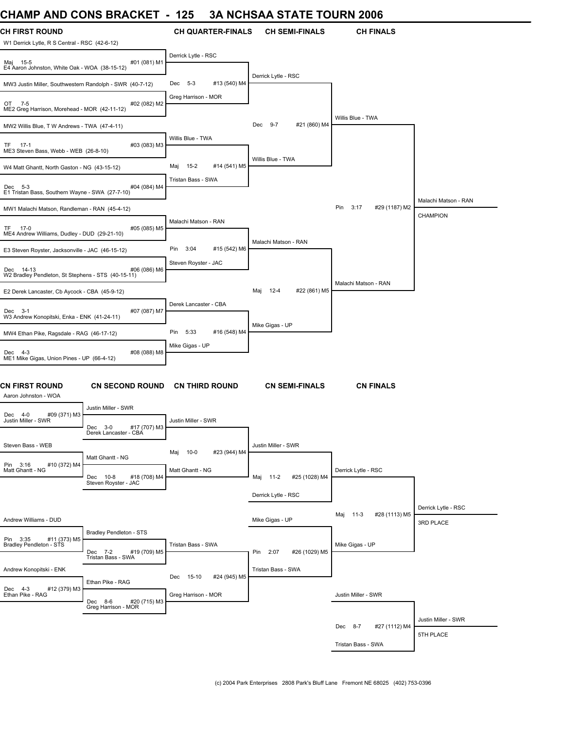# CHAMP AND CONS BRACKET - 125 3A NCHSAA STATE TOURN 2006

## CH FIRST ROUND

- W1 Derrick Lytle, R S Central - RSC (42-6-12) vs. E4 Aaron Johnston, White Oak - WOA (38-15-12) — Maj 15-5 — #01 (081) M1
- MW3 Justin Miller, Southwestern Randolph - SWR (40-7-12) vs. ME2 Greg Harrison, Morehead - MOR (42-11-12) — OT 7-5 — #02 (082) M2
- MW2 Willis Blue, T W Andrews - TWA (47-4-11) vs. ME3 Steven Bass, Webb - WEB (26-8-10) — TF 17-1 — #03 (083) M3
- W4 Matt Ghantt, North Gaston - NG (43-15-12) vs. E1 Tristan Bass, Southern Wayne - SWA (27-7-10) — Dec 5-3 — #04 (084) M4
- MW1 Malachi Matson, Randleman - RAN (45-4-12) vs. ME4 Andrew Williams, Dudley - DUD (29-21-10) — TF 17-0 — #05 (085) M5
- E3 Steven Royster, Jacksonville - JAC (46-15-12) vs. W2 Bradley Pendleton, St Stephens - STS (40-15-11) — Dec 14-13 — #06 (086) M6
- E2 Derek Lancaster, Cb Aycock - CBA (45-9-12) vs. W3 Andrew Konopitski, Enka - ENK (41-24-11) — Dec 3-1 — #07 (087) M7
- MW4 Ethan Pike, Ragsdale - RAG (46-17-12) vs. ME1 Mike Gigas, Union Pines - UP (66-4-12) — Dec 4-3 — #08 (088) M8

## CH QUARTER-FINALS

- Derrick Lytle - RSC vs. Greg Harrison - MOR — Dec 5-3 — #13 (540) M4
- Willis Blue - TWA vs. Tristan Bass - SWA — Maj 15-2 — #14 (541) M5
- Malachi Matson - RAN vs. Steven Royster - JAC — Pin 3:04 — #15 (542) M6
- Derek Lancaster - CBA vs. Mike Gigas - UP — Pin 5:33 — #16 (548) M4

## CH SEMI-FINALS

- Derrick Lytle - RSC vs. Willis Blue - TWA — Dec 9-7 — #21 (860) M4
- Malachi Matson - RAN vs. Mike Gigas - UP — Maj 12-4 — #22 (861) M5

## CH FINALS

- Willis Blue - TWA vs. Malachi Matson - RAN — Pin 3:17 — #29 (1187) M2

**Malachi Matson - RAN — CHAMPION**

## CN FIRST ROUND

- Aaron Johnston - WOA vs. Justin Miller - SWR — Dec 4-0 — #09 (371) M3
- Steven Bass - WEB vs. Matt Ghantt - NG — Pin 3:16 — #10 (372) M4
- Andrew Williams - DUD vs. Bradley Pendleton - STS — Pin 3:35 — #11 (373) M5
- Andrew Konopitski - ENK vs. Ethan Pike - RAG — Dec 4-3 — #12 (379) M3

## CN SECOND ROUND

- Justin Miller - SWR vs. Derek Lancaster - CBA — Dec 3-0 — #17 (707) M3
- Matt Ghantt - NG vs. Steven Royster - JAC — Dec 10-8 — #18 (708) M4
- Bradley Pendleton - STS vs. Tristan Bass - SWA — Dec 7-2 — #19 (709) M5
- Ethan Pike - RAG vs. Greg Harrison - MOR — Dec 8-6 — #20 (715) M3

## CN THIRD ROUND

- Justin Miller - SWR vs. Matt Ghantt - NG — Maj 10-0 — #23 (944) M4
- Tristan Bass - SWA vs. Greg Harrison - MOR — Dec 15-10 — #24 (945) M5

## CN SEMI-FINALS

- Justin Miller - SWR vs. Derrick Lytle - RSC — Maj 11-2 — #25 (1028) M4
- Mike Gigas - UP vs. Tristan Bass - SWA — Pin 2:07 — #26 (1029) M5

## CN FINALS

- Derrick Lytle - RSC vs. Mike Gigas - UP — Maj 11-3 — #28 (1113) M5

**Derrick Lytle - RSC — 3RD PLACE**

- Justin Miller - SWR vs. Tristan Bass - SWA — Dec 8-7 — #27 (1112) M4

**Justin Miller - SWR — 5TH PLACE**

(c) 2004 Park Enterprises 2808 Park's Bluff Lane Fremont NE 68025 (402) 753-0396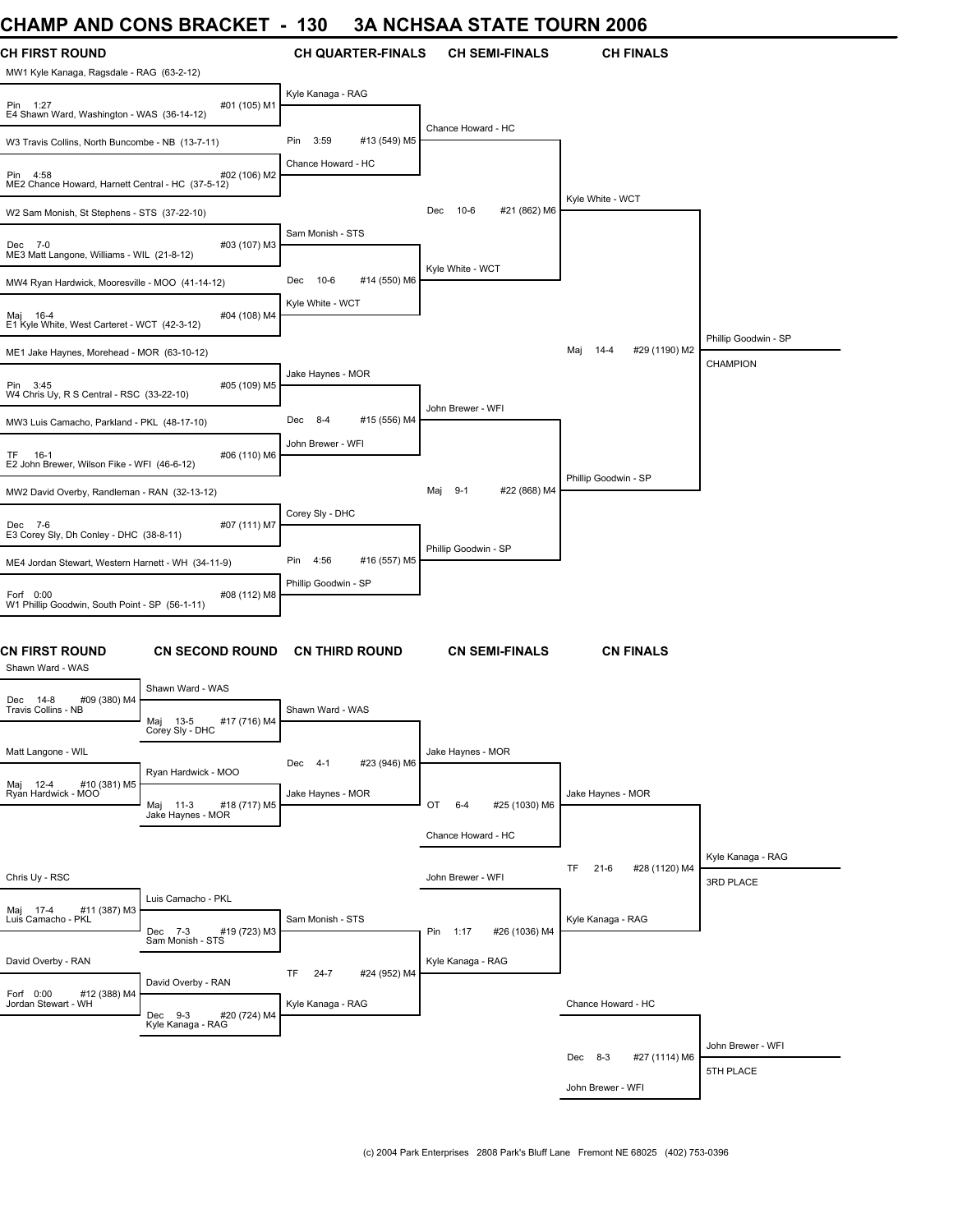# CHAMP AND CONS BRACKET - 130 3A NCHSAA STATE TOURN 2006

## CH FIRST ROUND

| Bout | Wrestler 1 | Wrestler 2 | Result |
|---|---|---|---|
| #01 (105) M1 | MW1 Kyle Kanaga, Ragsdale - RAG (63-2-12) | E4 Shawn Ward, Washington - WAS (36-14-12) | Pin 1:27 |
| #02 (106) M2 | W3 Travis Collins, North Buncombe - NB (13-7-11) | ME2 Chance Howard, Harnett Central - HC (37-5-12) | Pin 4:58 |
| #03 (107) M3 | W2 Sam Monish, St Stephens - STS (37-22-10) | ME3 Matt Langone, Williams - WIL (21-8-12) | Dec 7-0 |
| #04 (108) M4 | MW4 Ryan Hardwick, Mooresville - MOO (41-14-12) | E1 Kyle White, West Carteret - WCT (42-3-12) | Maj 16-4 |
| #05 (109) M5 | ME1 Jake Haynes, Morehead - MOR (63-10-12) | W4 Chris Uy, R S Central - RSC (33-22-10) | Pin 3:45 |
| #06 (110) M6 | MW3 Luis Camacho, Parkland - PKL (48-17-10) | E2 John Brewer, Wilson Fike - WFI (46-6-12) | TF 16-1 |
| #07 (111) M7 | MW2 David Overby, Randleman - RAN (32-13-12) | E3 Corey Sly, Dh Conley - DHC (38-8-11) | Dec 7-6 |
| #08 (112) M8 | ME4 Jordan Stewart, Western Harnett - WH (34-11-9) | W1 Phillip Goodwin, South Point - SP (56-1-11) | Forf 0:00 |

## CH QUARTER-FINALS

| Bout | Wrestler 1 | Wrestler 2 | Result |
|---|---|---|---|
| #13 (549) M5 | Kyle Kanaga - RAG | Chance Howard - HC | Pin 3:59 |
| #14 (550) M6 | Sam Monish - STS | Kyle White - WCT | Dec 10-6 |
| #15 (556) M4 | Jake Haynes - MOR | John Brewer - WFI | Dec 8-4 |
| #16 (557) M5 | Corey Sly - DHC | Phillip Goodwin - SP | Pin 4:56 |

## CH SEMI-FINALS

| Bout | Wrestler 1 | Wrestler 2 | Result |
|---|---|---|---|
| #21 (862) M6 | Chance Howard - HC | Kyle White - WCT | Dec 10-6 |
| #22 (868) M4 | John Brewer - WFI | Phillip Goodwin - SP | Maj 9-1 |

## CH FINALS

| Bout | Wrestler 1 | Wrestler 2 | Result |
|---|---|---|---|
| #29 (1190) M2 | Kyle White - WCT | Phillip Goodwin - SP | Maj 14-4 |

**CHAMPION:** Phillip Goodwin - SP

## CN FIRST ROUND

| Bout | Wrestler 1 | Wrestler 2 | Result |
|---|---|---|---|
| #09 (380) M4 | Shawn Ward - WAS | Travis Collins - NB | Dec 14-8 |
| #10 (381) M5 | Matt Langone - WIL | Ryan Hardwick - MOO | Maj 12-4 |
| #11 (387) M3 | Chris Uy - RSC | Luis Camacho - PKL | Maj 17-4 |
| #12 (388) M4 | David Overby - RAN | Jordan Stewart - WH | Forf 0:00 |

## CN SECOND ROUND

| Bout | Wrestler 1 | Wrestler 2 | Result |
|---|---|---|---|
| #17 (716) M4 | Shawn Ward - WAS | Corey Sly - DHC | Maj 13-5 |
| #18 (717) M5 | Ryan Hardwick - MOO | Jake Haynes - MOR | Maj 11-3 |
| #19 (723) M3 | Luis Camacho - PKL | Sam Monish - STS | Dec 7-3 |
| #20 (724) M4 | David Overby - RAN | Kyle Kanaga - RAG | Dec 9-3 |

## CN THIRD ROUND

| Bout | Wrestler 1 | Wrestler 2 | Result |
|---|---|---|---|
| #23 (946) M6 | Shawn Ward - WAS | Jake Haynes - MOR | Dec 4-1 |
| #24 (952) M4 | Sam Monish - STS | Kyle Kanaga - RAG | TF 24-7 |

## CN SEMI-FINALS

| Bout | Wrestler 1 | Wrestler 2 | Result |
|---|---|---|---|
| #25 (1030) M6 | Jake Haynes - MOR | Chance Howard - HC | OT 6-4 |
| #26 (1036) M4 | John Brewer - WFI | Kyle Kanaga - RAG | Pin 1:17 |

## CN FINALS

| Bout | Wrestler 1 | Wrestler 2 | Result |
|---|---|---|---|
| #28 (1120) M4 | Jake Haynes - MOR | Kyle Kanaga - RAG | TF 21-6 |
| #27 (1114) M6 | Chance Howard - HC | John Brewer - WFI | Dec 8-3 |

**3RD PLACE:** Kyle Kanaga - RAG

**5TH PLACE:** John Brewer - WFI

(c) 2004 Park Enterprises 2808 Park's Bluff Lane Fremont NE 68025 (402) 753-0396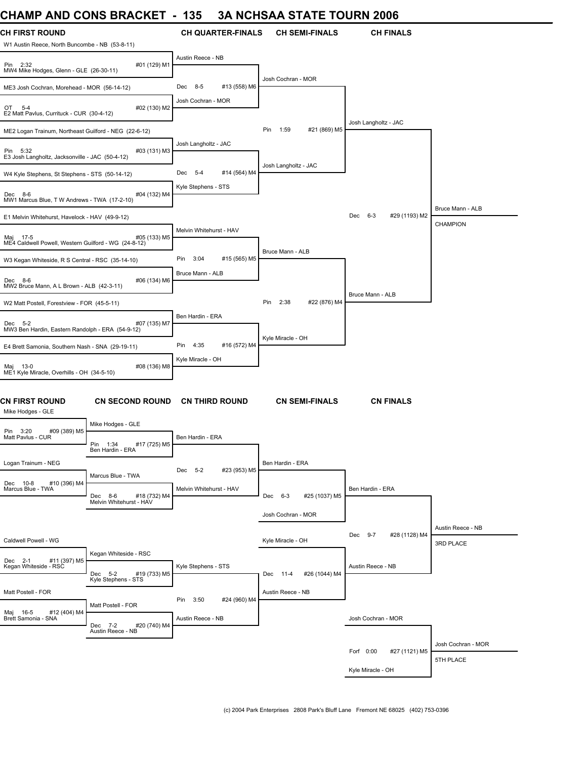# CHAMP AND CONS BRACKET - 135 3A NCHSAA STATE TOURN 2006

## CH FIRST ROUND

| CH FIRST ROUND | CH QUARTER-FINALS | CH SEMI-FINALS | CH FINALS |
|---|---|---|---|
| W1 Austin Reece, North Buncombe - NB (53-8-11) | | | |
| Pin 2:32 #01 (129) M1 | Austin Reece - NB | | |
| MW4 Mike Hodges, Glenn - GLE (26-30-11) | | | |
| ME3 Josh Cochran, Morehead - MOR (56-14-12) | Dec 8-5 #13 (558) M6 | Josh Cochran - MOR | |
| OT 5-4 #02 (130) M2 | Josh Cochran - MOR | | |
| E2 Matt Pavlus, Currituck - CUR (30-4-12) | | | |
| ME2 Logan Trainum, Northeast Guilford - NEG (22-6-12) | | Pin 1:59 #21 (869) M5 | Josh Langholtz - JAC |
| Pin 5:32 #03 (131) M3 | Josh Langholtz - JAC | | |
| E3 Josh Langholtz, Jacksonville - JAC (50-4-12) | | | |
| W4 Kyle Stephens, St Stephens - STS (50-14-12) | Dec 5-4 #14 (564) M4 | Josh Langholtz - JAC | |
| Dec 8-6 #04 (132) M4 | Kyle Stephens - STS | | |
| MW1 Marcus Blue, T W Andrews - TWA (17-2-10) | | | |
| E1 Melvin Whitehurst, Havelock - HAV (49-9-12) | | | Dec 6-3 #29 (1193) M2 |
| Maj 17-5 #05 (133) M5 | Melvin Whitehurst - HAV | | |
| ME4 Caldwell Powell, Western Guilford - WG (24-8-12) | | | |
| W3 Kegan Whiteside, R S Central - RSC (35-14-10) | Pin 3:04 #15 (565) M5 | Bruce Mann - ALB | |
| Dec 8-6 #06 (134) M6 | Bruce Mann - ALB | | |
| MW2 Bruce Mann, A L Brown - ALB (42-3-11) | | | |
| W2 Matt Postell, Forestview - FOR (45-5-11) | | Pin 2:38 #22 (876) M4 | Bruce Mann - ALB |
| Dec 5-2 #07 (135) M7 | Ben Hardin - ERA | | |
| MW3 Ben Hardin, Eastern Randolph - ERA (54-9-12) | | | |
| E4 Brett Samonia, Southern Nash - SNA (29-19-11) | Pin 4:35 #16 (572) M4 | Kyle Miracle - OH | |
| Maj 13-0 #08 (136) M8 | Kyle Miracle - OH | | |
| ME1 Kyle Miracle, Overhills - OH (34-5-10) | | | |

**Bruce Mann - ALB — CHAMPION**

## CN FIRST ROUND

| CN FIRST ROUND | CN SECOND ROUND | CN THIRD ROUND | CN SEMI-FINALS | CN FINALS |
|---|---|---|---|---|
| Mike Hodges - GLE | Mike Hodges - GLE | | | |
| Pin 3:20 #09 (389) M5 | | Ben Hardin - ERA | | |
| Matt Pavlus - CUR | Pin 1:34 #17 (725) M5 Ben Hardin - ERA | | | |
| Logan Trainum - NEG | | Dec 5-2 #23 (953) M5 | Ben Hardin - ERA | |
| Dec 10-8 #10 (396) M4 | Marcus Blue - TWA | | | |
| Marcus Blue - TWA | Dec 8-6 #18 (732) M4 Melvin Whitehurst - HAV | Melvin Whitehurst - HAV | Dec 6-3 #25 (1037) M5 | Ben Hardin - ERA |
| | | | Josh Cochran - MOR | |
| | | | | Dec 9-7 #28 (1128) M4 |
| Caldwell Powell - WG | | | Kyle Miracle - OH | |
| Dec 2-1 #11 (397) M5 | Kegan Whiteside - RSC | | | |
| Kegan Whiteside - RSC | Dec 5-2 #19 (733) M5 Kyle Stephens - STS | Kyle Stephens - STS | Dec 11-4 #26 (1044) M4 | Austin Reece - NB |
| Matt Postell - FOR | | Pin 3:50 #24 (960) M4 | Austin Reece - NB | |
| Maj 16-5 #12 (404) M4 | Matt Postell - FOR | | | |
| Brett Samonia - SNA | Dec 7-2 #20 (740) M4 Austin Reece - NB | Austin Reece - NB | | Josh Cochran - MOR |
| | | | | Forf 0:00 #27 (1121) M5 |
| | | | | Kyle Miracle - OH |

**Austin Reece - NB — 3RD PLACE**

**Josh Cochran - MOR — 5TH PLACE**

(c) 2004 Park Enterprises 2808 Park's Bluff Lane Fremont NE 68025 (402) 753-0396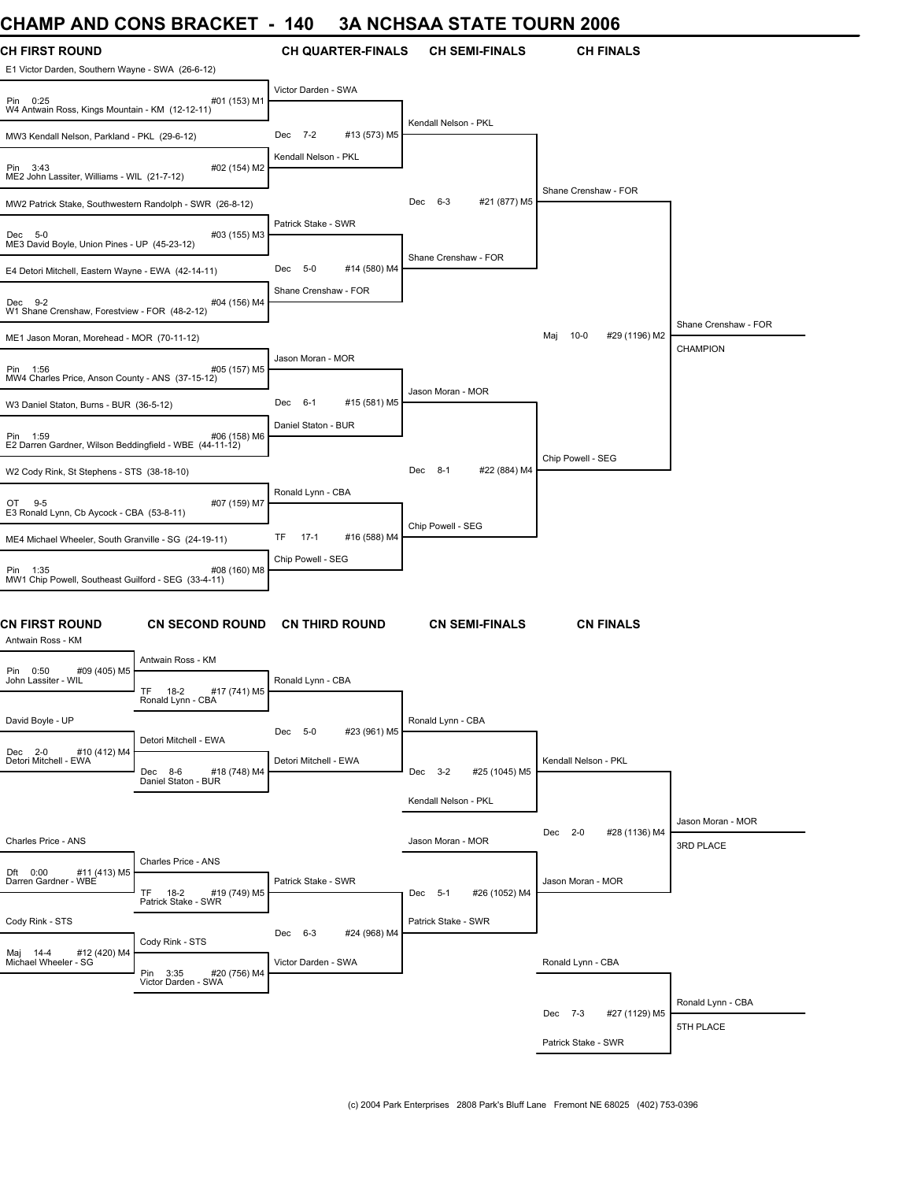# CHAMP AND CONS BRACKET - 140 3A NCHSAA STATE TOURN 2006

## CH FIRST ROUND

| CH FIRST ROUND | CH QUARTER-FINALS | CH SEMI-FINALS | CH FINALS | |
|---|---|---|---|---|
| E1 Victor Darden, Southern Wayne - SWA (26-6-12) | Victor Darden - SWA | | | |
| Pin 0:25 #01 (153) M1 | | | | |
| W4 Antwain Ross, Kings Mountain - KM (12-12-11) | | Kendall Nelson - PKL | | |
| MW3 Kendall Nelson, Parkland - PKL (29-6-12) | Dec 7-2 #13 (573) M5 | | | |
| Pin 3:43 #02 (154) M2 | Kendall Nelson - PKL | | | |
| ME2 John Lassiter, Williams - WIL (21-7-12) | | | Shane Crenshaw - FOR | |
| MW2 Patrick Stake, Southwestern Randolph - SWR (26-8-12) | | Dec 6-3 #21 (877) M5 | | |
| Dec 5-0 #03 (155) M3 | Patrick Stake - SWR | | | |
| ME3 David Boyle, Union Pines - UP (45-23-12) | | Shane Crenshaw - FOR | | |
| E4 Detori Mitchell, Eastern Wayne - EWA (42-14-11) | Dec 5-0 #14 (580) M4 | | | |
| Dec 9-2 #04 (156) M4 | Shane Crenshaw - FOR | | | |
| W1 Shane Crenshaw, Forestview - FOR (48-2-12) | | | | Shane Crenshaw - FOR |
| ME1 Jason Moran, Morehead - MOR (70-11-12) | | | Maj 10-0 #29 (1196) M2 | CHAMPION |
| Pin 1:56 #05 (157) M5 | Jason Moran - MOR | | | |
| MW4 Charles Price, Anson County - ANS (37-15-12) | | Jason Moran - MOR | | |
| W3 Daniel Staton, Burns - BUR (36-5-12) | Dec 6-1 #15 (581) M5 | | | |
| Pin 1:59 #06 (158) M6 | Daniel Staton - BUR | | | |
| E2 Darren Gardner, Wilson Beddingfield - WBE (44-11-12) | | | Chip Powell - SEG | |
| W2 Cody Rink, St Stephens - STS (38-18-10) | | Dec 8-1 #22 (884) M4 | | |
| OT 9-5 #07 (159) M7 | Ronald Lynn - CBA | | | |
| E3 Ronald Lynn, Cb Aycock - CBA (53-8-11) | | Chip Powell - SEG | | |
| ME4 Michael Wheeler, South Granville - SG (24-19-11) | TF 17-1 #16 (588) M4 | | | |
| Pin 1:35 #08 (160) M8 | Chip Powell - SEG | | | |
| MW1 Chip Powell, Southeast Guilford - SEG (33-4-11) | | | | |

## CN FIRST ROUND

| CN FIRST ROUND | CN SECOND ROUND | CN THIRD ROUND | CN SEMI-FINALS | CN FINALS | |
|---|---|---|---|---|---|
| Antwain Ross - KM | Antwain Ross - KM | | | | |
| Pin 0:50 #09 (405) M5 | | Ronald Lynn - CBA | | | |
| John Lassiter - WIL | TF 18-2 #17 (741) M5 | | | | |
| | Ronald Lynn - CBA | | Ronald Lynn - CBA | | |
| David Boyle - UP | | Dec 5-0 #23 (961) M5 | | | |
| Dec 2-0 #10 (412) M4 | Detori Mitchell - EWA | | | | |
| Detori Mitchell - EWA | Dec 8-6 #18 (748) M4 | Detori Mitchell - EWA | Dec 3-2 #25 (1045) M5 | Kendall Nelson - PKL | |
| | Daniel Staton - BUR | | Kendall Nelson - PKL | | |
| | | | | Dec 2-0 #28 (1136) M4 | Jason Moran - MOR |
| Charles Price - ANS | | | Jason Moran - MOR | | 3RD PLACE |
| Dft 0:00 #11 (413) M5 | Charles Price - ANS | | | | |
| Darren Gardner - WBE | TF 18-2 #19 (749) M5 | Patrick Stake - SWR | Dec 5-1 #26 (1052) M4 | Jason Moran - MOR | |
| | Patrick Stake - SWR | | | | |
| Cody Rink - STS | | Dec 6-3 #24 (968) M4 | Patrick Stake - SWR | | |
| Maj 14-4 #12 (420) M4 | Cody Rink - STS | | | | |
| Michael Wheeler - SG | Pin 3:35 #20 (756) M4 | Victor Darden - SWA | | Ronald Lynn - CBA | |
| | Victor Darden - SWA | | | | Ronald Lynn - CBA |
| | | | | Dec 7-3 #27 (1129) M5 | 5TH PLACE |
| | | | | Patrick Stake - SWR | |

(c) 2004 Park Enterprises 2808 Park's Bluff Lane Fremont NE 68025 (402) 753-0396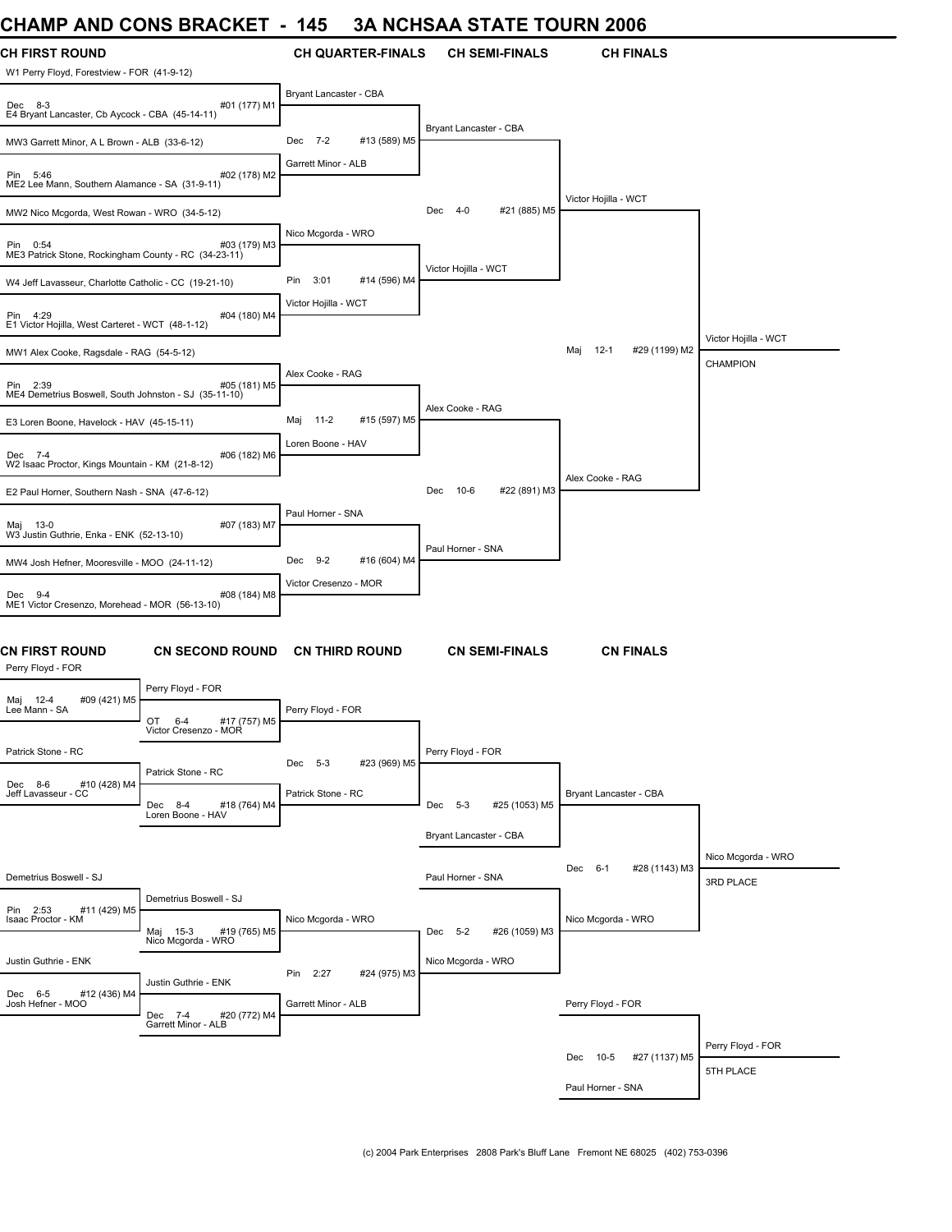# CHAMP AND CONS BRACKET - 145 3A NCHSAA STATE TOURN 2006

## CH FIRST ROUND

W1 Perry Floyd, Forestview - FOR (41-9-12)
Dec 8-3 #01 (177) M1
E4 Bryant Lancaster, Cb Aycock - CBA (45-14-11)

MW3 Garrett Minor, A L Brown - ALB (33-6-12)
Pin 5:46 #02 (178) M2
ME2 Lee Mann, Southern Alamance - SA (31-9-11)

MW2 Nico Mcgorda, West Rowan - WRO (34-5-12)
Pin 0:54 #03 (179) M3
ME3 Patrick Stone, Rockingham County - RC (34-23-11)

W4 Jeff Lavasseur, Charlotte Catholic - CC (19-21-10)
Pin 4:29 #04 (180) M4
E1 Victor Hojilla, West Carteret - WCT (48-1-12)

MW1 Alex Cooke, Ragsdale - RAG (54-5-12)
Pin 2:39 #05 (181) M5
ME4 Demetrius Boswell, South Johnston - SJ (35-11-10)

E3 Loren Boone, Havelock - HAV (45-15-11)
Dec 7-4 #06 (182) M6
W2 Isaac Proctor, Kings Mountain - KM (21-8-12)

E2 Paul Horner, Southern Nash - SNA (47-6-12)
Maj 13-0 #07 (183) M7
W3 Justin Guthrie, Enka - ENK (52-13-10)

MW4 Josh Hefner, Mooresville - MOO (24-11-12)
Dec 9-4 #08 (184) M8
ME1 Victor Cresenzo, Morehead - MOR (56-13-10)

## CH QUARTER-FINALS

Bryant Lancaster - CBA
Dec 7-2 #13 (589) M5
Garrett Minor - ALB

Nico Mcgorda - WRO
Pin 3:01 #14 (596) M4
Victor Hojilla - WCT

Alex Cooke - RAG
Maj 11-2 #15 (597) M5
Loren Boone - HAV

Paul Horner - SNA
Dec 9-2 #16 (604) M4
Victor Cresenzo - MOR

## CH SEMI-FINALS

Bryant Lancaster - CBA
Dec 4-0 #21 (885) M5
Victor Hojilla - WCT

Alex Cooke - RAG
Dec 10-6 #22 (891) M3
Paul Horner - SNA

## CH FINALS

Victor Hojilla - WCT
Maj 12-1 #29 (1199) M2
Alex Cooke - RAG

Victor Hojilla - WCT
CHAMPION

## CN FIRST ROUND

Perry Floyd - FOR
Maj 12-4 #09 (421) M5
Lee Mann - SA

Patrick Stone - RC
Dec 8-6 #10 (428) M4
Jeff Lavasseur - CC

Demetrius Boswell - SJ
Pin 2:53 #11 (429) M5
Isaac Proctor - KM

Justin Guthrie - ENK
Dec 6-5 #12 (436) M4
Josh Hefner - MOO

## CN SECOND ROUND

Perry Floyd - FOR
OT 6-4 #17 (757) M5
Victor Cresenzo - MOR

Patrick Stone - RC
Dec 8-4 #18 (764) M4
Loren Boone - HAV

Demetrius Boswell - SJ
Maj 15-3 #19 (765) M5
Nico Mcgorda - WRO

Justin Guthrie - ENK
Dec 7-4 #20 (772) M4
Garrett Minor - ALB

## CN THIRD ROUND

Perry Floyd - FOR
Dec 5-3 #23 (969) M5
Patrick Stone - RC

Nico Mcgorda - WRO
Pin 2:27 #24 (975) M3
Garrett Minor - ALB

## CN SEMI-FINALS

Perry Floyd - FOR
Dec 5-3 #25 (1053) M5
Bryant Lancaster - CBA

Paul Horner - SNA
Dec 5-2 #26 (1059) M3
Nico Mcgorda - WRO

## CN FINALS

Bryant Lancaster - CBA
Dec 6-1 #28 (1143) M3
Nico Mcgorda - WRO

Nico Mcgorda - WRO
3RD PLACE

Perry Floyd - FOR
Dec 10-5 #27 (1137) M5
Paul Horner - SNA

Perry Floyd - FOR
5TH PLACE

(c) 2004 Park Enterprises 2808 Park's Bluff Lane Fremont NE 68025 (402) 753-0396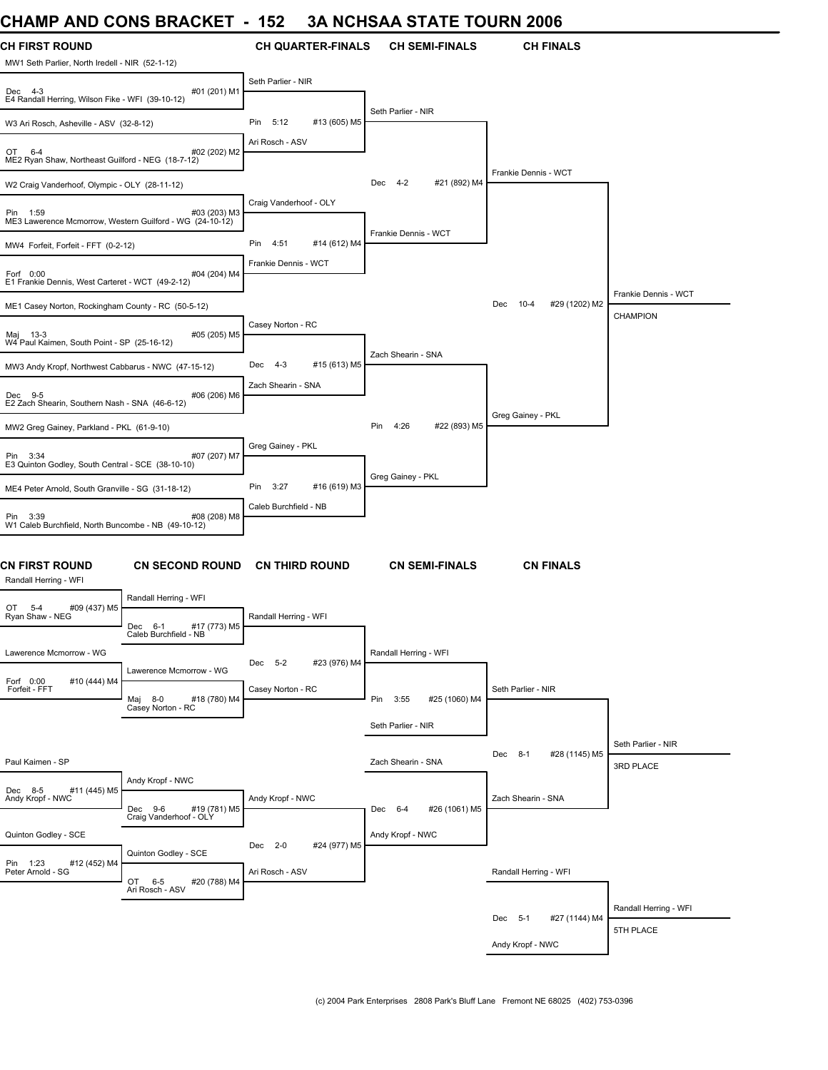# CHAMP AND CONS BRACKET - 152 3A NCHSAA STATE TOURN 2006

## CH FIRST ROUND

| CH FIRST ROUND | CH QUARTER-FINALS | CH SEMI-FINALS | CH FINALS | |
|---|---|---|---|---|
| MW1 Seth Parlier, North Iredell - NIR (52-1-12) | Seth Parlier - NIR | | | |
| Dec 4-3 #01 (201) M1 | | | | |
| E4 Randall Herring, Wilson Fike - WFI (39-10-12) | | Seth Parlier - NIR | | |
| W3 Ari Rosch, Asheville - ASV (32-8-12) | Pin 5:12 #13 (605) M5 | | | |
| OT 6-4 #02 (202) M2 | Ari Rosch - ASV | | | |
| ME2 Ryan Shaw, Northeast Guilford - NEG (18-7-12) | | | Frankie Dennis - WCT | |
| W2 Craig Vanderhoof, Olympic - OLY (28-11-12) | | Dec 4-2 #21 (892) M4 | | |
| Pin 1:59 #03 (203) M3 | Craig Vanderhoof - OLY | | | |
| ME3 Lawerence Mcmorrow, Western Guilford - WG (24-10-12) | | Frankie Dennis - WCT | | |
| MW4 Forfeit, Forfeit - FFT (0-2-12) | Pin 4:51 #14 (612) M4 | | | |
| Forf 0:00 #04 (204) M4 | Frankie Dennis - WCT | | | |
| E1 Frankie Dennis, West Carteret - WCT (49-2-12) | | | | Frankie Dennis - WCT |
| ME1 Casey Norton, Rockingham County - RC (50-5-12) | | | Dec 10-4 #29 (1202) M2 | CHAMPION |
| Maj 13-3 #05 (205) M5 | Casey Norton - RC | | | |
| W4 Paul Kaimen, South Point - SP (25-16-12) | | Zach Shearin - SNA | | |
| MW3 Andy Kropf, Northwest Cabbarus - NWC (47-15-12) | Dec 4-3 #15 (613) M5 | | | |
| Dec 9-5 #06 (206) M6 | Zach Shearin - SNA | | | |
| E2 Zach Shearin, Southern Nash - SNA (46-6-12) | | | Greg Gainey - PKL | |
| MW2 Greg Gainey, Parkland - PKL (61-9-10) | | Pin 4:26 #22 (893) M5 | | |
| Pin 3:34 #07 (207) M7 | Greg Gainey - PKL | | | |
| E3 Quinton Godley, South Central - SCE (38-10-10) | | Greg Gainey - PKL | | |
| ME4 Peter Arnold, South Granville - SG (31-18-12) | Pin 3:27 #16 (619) M3 | | | |
| Pin 3:39 #08 (208) M8 | Caleb Burchfield - NB | | | |
| W1 Caleb Burchfield, North Buncombe - NB (49-10-12) | | | | |

## CN FIRST ROUND

| CN FIRST ROUND | CN SECOND ROUND | CN THIRD ROUND | CN SEMI-FINALS | CN FINALS | |
|---|---|---|---|---|---|
| Randall Herring - WFI | Randall Herring - WFI | | | | |
| OT 5-4 #09 (437) M5 | | Randall Herring - WFI | | | |
| Ryan Shaw - NEG | Dec 6-1 #17 (773) M5 | | | | |
| | Caleb Burchfield - NB | | Randall Herring - WFI | | |
| Lawerence Mcmorrow - WG | Lawerence Mcmorrow - WG | Dec 5-2 #23 (976) M4 | | | |
| Forf 0:00 #10 (444) M4 | | Casey Norton - RC | | Seth Parlier - NIR | |
| Forfeit - FFT | Maj 8-0 #18 (780) M4 | | Pin 3:55 #25 (1060) M4 | | |
| | Casey Norton - RC | | Seth Parlier - NIR | | Seth Parlier - NIR |
| Paul Kaimen - SP | | | Zach Shearin - SNA | Dec 8-1 #28 (1145) M5 | 3RD PLACE |
| Dec 8-5 #11 (445) M5 | Andy Kropf - NWC | Andy Kropf - NWC | | | |
| Andy Kropf - NWC | Dec 9-6 #19 (781) M5 | | Dec 6-4 #26 (1061) M5 | Zach Shearin - SNA | |
| | Craig Vanderhoof - OLY | | Andy Kropf - NWC | | |
| Quinton Godley - SCE | Quinton Godley - SCE | Dec 2-0 #24 (977) M5 | | | |
| Pin 1:23 #12 (452) M4 | | Ari Rosch - ASV | | Randall Herring - WFI | |
| Peter Arnold - SG | OT 6-5 #20 (788) M4 | | | | Randall Herring - WFI |
| | Ari Rosch - ASV | | | Dec 5-1 #27 (1144) M4 | 5TH PLACE |
| | | | | Andy Kropf - NWC | |

(c) 2004 Park Enterprises 2808 Park's Bluff Lane Fremont NE 68025 (402) 753-0396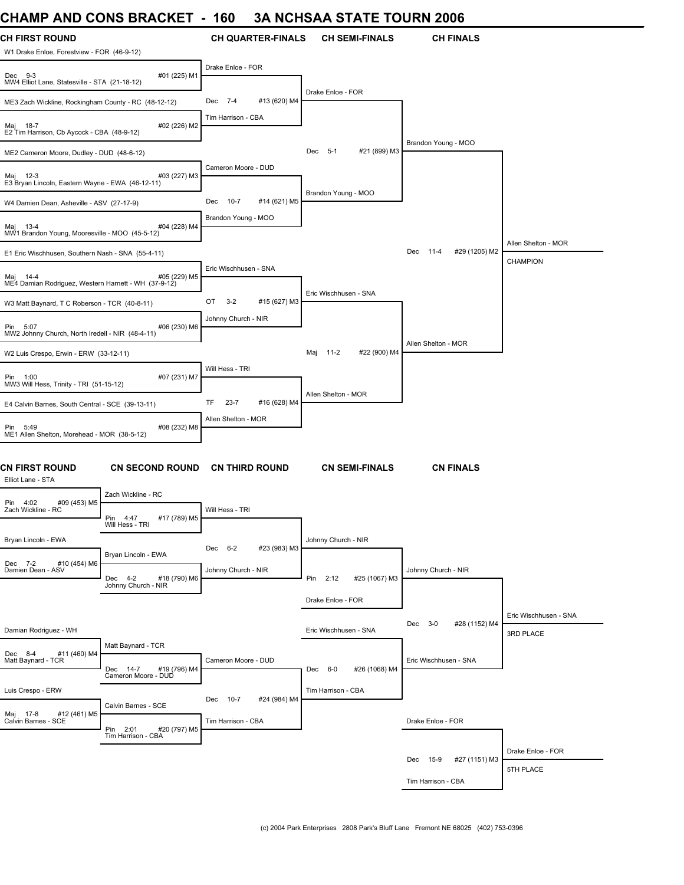# CHAMP AND CONS BRACKET - 160 3A NCHSAA STATE TOURN 2006

## CH FIRST ROUND

| CH FIRST ROUND | CH QUARTER-FINALS | CH SEMI-FINALS | CH FINALS | CHAMPION |
|---|---|---|---|---|
| W1 Drake Enloe, Forestview - FOR (46-9-12) | | | | |
| Dec 9-3 #01 (225) M1 | Drake Enloe - FOR | | | |
| MW4 Elliot Lane, Statesville - STA (21-18-12) | | | | |
| ME3 Zach Wickline, Rockingham County - RC (48-12-12) | Dec 7-4 #13 (620) M4 | Drake Enloe - FOR | | |
| Maj 18-7 #02 (226) M2 | Tim Harrison - CBA | | | |
| E2 Tim Harrison, Cb Aycock - CBA (48-9-12) | | | | |
| ME2 Cameron Moore, Dudley - DUD (48-6-12) | | Dec 5-1 #21 (899) M3 | Brandon Young - MOO | |
| Maj 12-3 #03 (227) M3 | Cameron Moore - DUD | | | |
| E3 Bryan Lincoln, Eastern Wayne - EWA (46-12-11) | | | | |
| W4 Damien Dean, Asheville - ASV (27-17-9) | Dec 10-7 #14 (621) M5 | Brandon Young - MOO | | |
| Maj 13-4 #04 (228) M4 | Brandon Young - MOO | | | |
| MW1 Brandon Young, Mooresville - MOO (45-5-12) | | | | |
| E1 Eric Wischhusen, Southern Nash - SNA (55-4-11) | | | Dec 11-4 #29 (1205) M2 | Allen Shelton - MOR |
| Maj 14-4 #05 (229) M5 | Eric Wischhusen - SNA | | | CHAMPION |
| ME4 Damian Rodriguez, Western Harnett - WH (37-9-12) | | | | |
| W3 Matt Baynard, T C Roberson - TCR (40-8-11) | OT 3-2 #15 (627) M3 | Eric Wischhusen - SNA | | |
| Pin 5:07 #06 (230) M6 | Johnny Church - NIR | | | |
| MW2 Johnny Church, North Iredell - NIR (48-4-11) | | | | |
| W2 Luis Crespo, Erwin - ERW (33-12-11) | | Maj 11-2 #22 (900) M4 | Allen Shelton - MOR | |
| Pin 1:00 #07 (231) M7 | Will Hess - TRI | | | |
| MW3 Will Hess, Trinity - TRI (51-15-12) | | | | |
| E4 Calvin Barnes, South Central - SCE (39-13-11) | TF 23-7 #16 (628) M4 | Allen Shelton - MOR | | |
| Pin 5:49 #08 (232) M8 | Allen Shelton - MOR | | | |
| ME1 Allen Shelton, Morehead - MOR (38-5-12) | | | | |

## CN FIRST ROUND

| CN FIRST ROUND | CN SECOND ROUND | CN THIRD ROUND | CN SEMI-FINALS | CN FINALS | PLACE |
|---|---|---|---|---|---|
| Elliot Lane - STA | | | | | |
| Pin 4:02 #09 (453) M5 | Zach Wickline - RC | | | | |
| Zach Wickline - RC | Pin 4:47 #17 (789) M5 | Will Hess - TRI | | | |
| | Will Hess - TRI | | | | |
| Bryan Lincoln - EWA | | Dec 6-2 #23 (983) M3 | Johnny Church - NIR | | |
| Dec 7-2 #10 (454) M6 | Bryan Lincoln - EWA | | | | |
| Damien Dean - ASV | Dec 4-2 #18 (790) M6 | Johnny Church - NIR | Pin 2:12 #25 (1067) M3 | Johnny Church - NIR | |
| | Johnny Church - NIR | | | | |
| | | | Drake Enloe - FOR | Dec 3-0 #28 (1152) M4 | Eric Wischhusen - SNA |
| Damian Rodriguez - WH | | | Eric Wischhusen - SNA | | 3RD PLACE |
| Dec 8-4 #11 (460) M4 | Matt Baynard - TCR | | | | |
| Matt Baynard - TCR | Dec 14-7 #19 (796) M4 | Cameron Moore - DUD | Dec 6-0 #26 (1068) M4 | Eric Wischhusen - SNA | |
| | Cameron Moore - DUD | | | | |
| Luis Crespo - ERW | | Dec 10-7 #24 (984) M4 | Tim Harrison - CBA | | |
| Maj 17-8 #12 (461) M5 | Calvin Barnes - SCE | | | | |
| Calvin Barnes - SCE | Pin 2:01 #20 (797) M5 | Tim Harrison - CBA | | Drake Enloe - FOR | |
| | Tim Harrison - CBA | | | | |
| | | | | Dec 15-9 #27 (1151) M3 | Drake Enloe - FOR |
| | | | | Tim Harrison - CBA | 5TH PLACE |

(c) 2004 Park Enterprises 2808 Park's Bluff Lane Fremont NE 68025 (402) 753-0396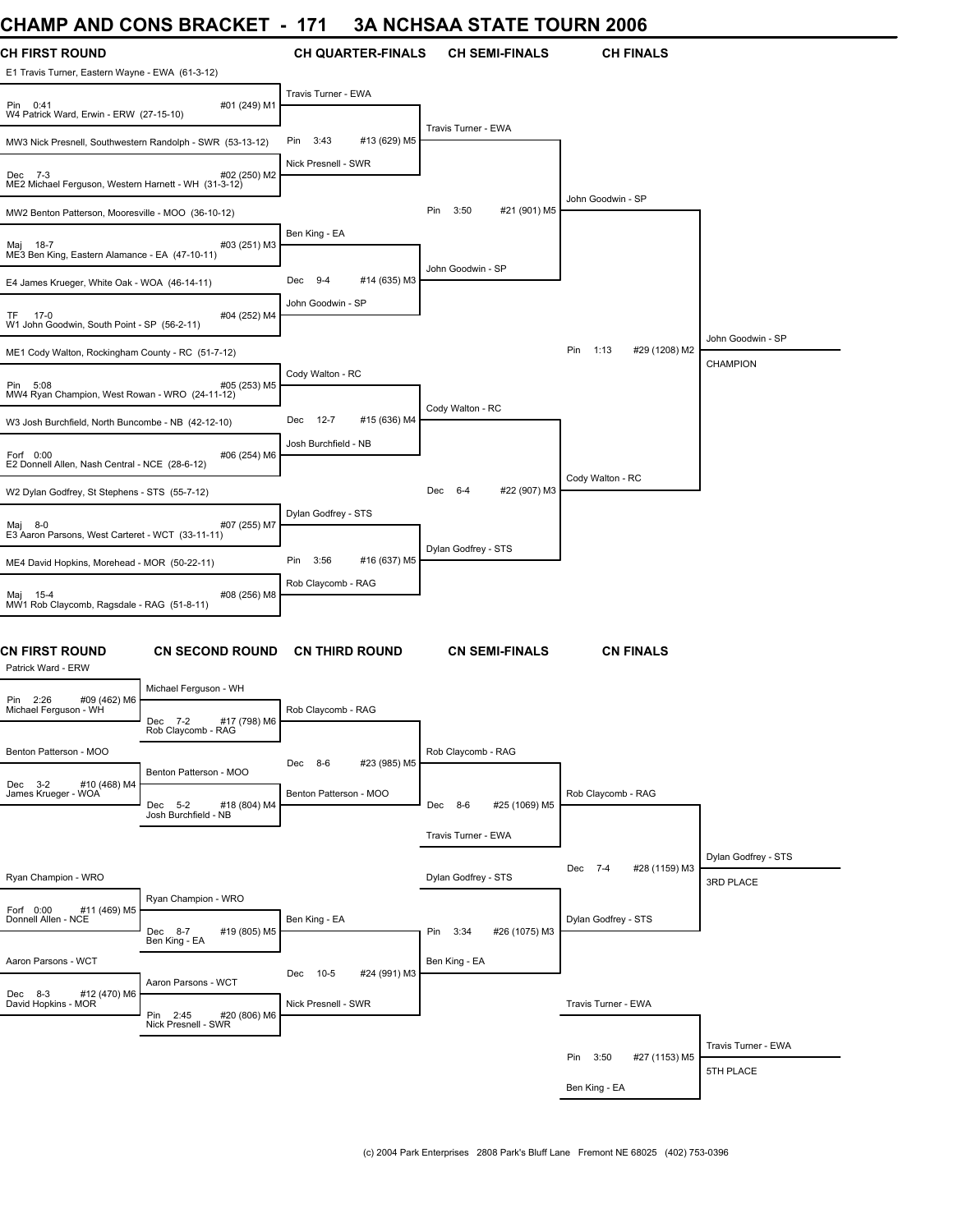# CHAMP AND CONS BRACKET - 171 3A NCHSAA STATE TOURN 2006

## CH FIRST ROUND

- E1 Travis Turner, Eastern Wayne - EWA (61-3-12)
- Pin 0:41 — #01 (249) M1
- W4 Patrick Ward, Erwin - ERW (27-15-10)
- MW3 Nick Presnell, Southwestern Randolph - SWR (53-13-12)
- Dec 7-3 — #02 (250) M2
- ME2 Michael Ferguson, Western Harnett - WH (31-3-12)
- MW2 Benton Patterson, Mooresville - MOO (36-10-12)
- Maj 18-7 — #03 (251) M3
- ME3 Ben King, Eastern Alamance - EA (47-10-11)
- E4 James Krueger, White Oak - WOA (46-14-11)
- TF 17-0 — #04 (252) M4
- W1 John Goodwin, South Point - SP (56-2-11)
- ME1 Cody Walton, Rockingham County - RC (51-7-12)
- Pin 5:08 — #05 (253) M5
- MW4 Ryan Champion, West Rowan - WRO (24-11-12)
- W3 Josh Burchfield, North Buncombe - NB (42-12-10)
- Forf 0:00 — #06 (254) M6
- E2 Donnell Allen, Nash Central - NCE (28-6-12)
- W2 Dylan Godfrey, St Stephens - STS (55-7-12)
- Maj 8-0 — #07 (255) M7
- E3 Aaron Parsons, West Carteret - WCT (33-11-11)
- ME4 David Hopkins, Morehead - MOR (50-22-11)
- Maj 15-4 — #08 (256) M8
- MW1 Rob Claycomb, Ragsdale - RAG (51-8-11)

## CH QUARTER-FINALS

- Travis Turner - EWA
- Pin 3:43 — #13 (629) M5
- Nick Presnell - SWR
- Ben King - EA
- Dec 9-4 — #14 (635) M3
- John Goodwin - SP
- Cody Walton - RC
- Dec 12-7 — #15 (636) M4
- Josh Burchfield - NB
- Dylan Godfrey - STS
- Pin 3:56 — #16 (637) M5
- Rob Claycomb - RAG

## CH SEMI-FINALS

- Travis Turner - EWA
- Pin 3:50 — #21 (901) M5
- John Goodwin - SP
- Cody Walton - RC
- Dec 6-4 — #22 (907) M3
- Dylan Godfrey - STS

## CH FINALS

- John Goodwin - SP
- Pin 1:13 — #29 (1208) M2
- Cody Walton - RC

**John Goodwin - SP — CHAMPION**

## CN FIRST ROUND

- Patrick Ward - ERW
- Pin 2:26 — #09 (462) M6
- Michael Ferguson - WH
- Benton Patterson - MOO
- Dec 3-2 — #10 (468) M4
- James Krueger - WOA
- Ryan Champion - WRO
- Forf 0:00 — #11 (469) M5
- Donnell Allen - NCE
- Aaron Parsons - WCT
- Dec 8-3 — #12 (470) M6
- David Hopkins - MOR

## CN SECOND ROUND

- Michael Ferguson - WH
- Dec 7-2 — #17 (798) M6
- Rob Claycomb - RAG
- Benton Patterson - MOO
- Dec 5-2 — #18 (804) M4
- Josh Burchfield - NB
- Ryan Champion - WRO
- Dec 8-7 — #19 (805) M5
- Ben King - EA
- Aaron Parsons - WCT
- Pin 2:45 — #20 (806) M6
- Nick Presnell - SWR

## CN THIRD ROUND

- Rob Claycomb - RAG
- Dec 8-6 — #23 (985) M5
- Benton Patterson - MOO
- Ben King - EA
- Dec 10-5 — #24 (991) M3
- Nick Presnell - SWR

## CN SEMI-FINALS

- Rob Claycomb - RAG
- Dec 8-6 — #25 (1069) M5
- Travis Turner - EWA
- Dylan Godfrey - STS
- Pin 3:34 — #26 (1075) M3
- Ben King - EA

## CN FINALS

- Rob Claycomb - RAG
- Dec 7-4 — #28 (1159) M3
- Dylan Godfrey - STS

**Dylan Godfrey - STS — 3RD PLACE**

- Travis Turner - EWA
- Pin 3:50 — #27 (1153) M5
- Ben King - EA

**Travis Turner - EWA — 5TH PLACE**

(c) 2004 Park Enterprises 2808 Park's Bluff Lane Fremont NE 68025 (402) 753-0396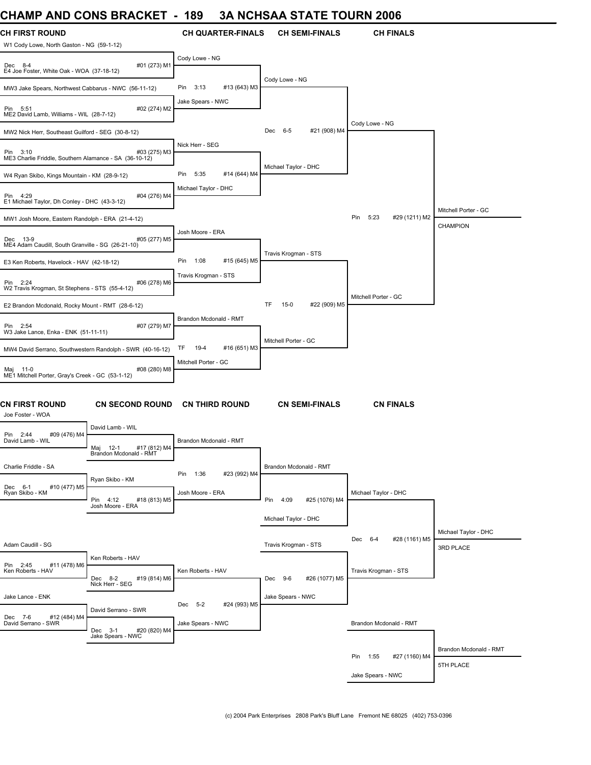# CHAMP AND CONS BRACKET - 189 3A NCHSAA STATE TOURN 2006

## CH FIRST ROUND

| Bout | Wrestler 1 | Wrestler 2 | Result |
|---|---|---|---|
| #01 (273) M1 | W1 Cody Lowe, North Gaston - NG (59-1-12) | E4 Joe Foster, White Oak - WOA (37-18-12) | Dec 8-4 |
| #02 (274) M2 | MW3 Jake Spears, Northwest Cabbarus - NWC (56-11-12) | ME2 David Lamb, Williams - WIL (28-7-12) | Pin 5:51 |
| #03 (275) M3 | MW2 Nick Herr, Southeast Guilford - SEG (30-8-12) | ME3 Charlie Friddle, Southern Alamance - SA (36-10-12) | Pin 3:10 |
| #04 (276) M4 | W4 Ryan Skibo, Kings Mountain - KM (28-9-12) | E1 Michael Taylor, Dh Conley - DHC (43-3-12) | Pin 4:29 |
| #05 (277) M5 | MW1 Josh Moore, Eastern Randolph - ERA (21-4-12) | ME4 Adam Caudill, South Granville - SG (26-21-10) | Dec 13-9 |
| #06 (278) M6 | E3 Ken Roberts, Havelock - HAV (42-18-12) | W2 Travis Krogman, St Stephens - STS (55-4-12) | Pin 2:24 |
| #07 (279) M7 | E2 Brandon Mcdonald, Rocky Mount - RMT (28-6-12) | W3 Jake Lance, Enka - ENK (51-11-11) | Pin 2:54 |
| #08 (280) M8 | MW4 David Serrano, Southwestern Randolph - SWR (40-16-12) | ME1 Mitchell Porter, Gray's Creek - GC (53-1-12) | Maj 11-0 |

## CH QUARTER-FINALS

| Bout | Wrestler 1 | Wrestler 2 | Result |
|---|---|---|---|
| #13 (643) M3 | Cody Lowe - NG | Jake Spears - NWC | Pin 3:13 |
| #14 (644) M4 | Nick Herr - SEG | Michael Taylor - DHC | Pin 5:35 |
| #15 (645) M5 | Josh Moore - ERA | Travis Krogman - STS | Pin 1:08 |
| #16 (651) M3 | Brandon Mcdonald - RMT | Mitchell Porter - GC | TF 19-4 |

## CH SEMI-FINALS

| Bout | Wrestler 1 | Wrestler 2 | Result |
|---|---|---|---|
| #21 (908) M4 | Cody Lowe - NG | Michael Taylor - DHC | Dec 6-5 |
| #22 (909) M5 | Travis Krogman - STS | Mitchell Porter - GC | TF 15-0 |

## CH FINALS

| Bout | Wrestler 1 | Wrestler 2 | Result |
|---|---|---|---|
| #29 (1211) M2 | Cody Lowe - NG | Mitchell Porter - GC | Pin 5:23 |

**CHAMPION:** Mitchell Porter - GC

## CN FIRST ROUND

| Bout | Wrestler 1 | Wrestler 2 | Result |
|---|---|---|---|
| #09 (476) M4 | Joe Foster - WOA | David Lamb - WIL | Pin 2:44 |
| #10 (477) M5 | Charlie Friddle - SA | Ryan Skibo - KM | Dec 6-1 |
| #11 (478) M6 | Adam Caudill - SG | Ken Roberts - HAV | Pin 2:45 |
| #12 (484) M4 | Jake Lance - ENK | David Serrano - SWR | Dec 7-6 |

## CN SECOND ROUND

| Bout | Wrestler 1 | Wrestler 2 | Result |
|---|---|---|---|
| #17 (812) M4 | David Lamb - WIL | Brandon Mcdonald - RMT | Maj 12-1 |
| #18 (813) M5 | Ryan Skibo - KM | Josh Moore - ERA | Pin 4:12 |
| #19 (814) M6 | Ken Roberts - HAV | Nick Herr - SEG | Dec 8-2 |
| #20 (820) M4 | David Serrano - SWR | Jake Spears - NWC | Dec 3-1 |

## CN THIRD ROUND

| Bout | Wrestler 1 | Wrestler 2 | Result |
|---|---|---|---|
| #23 (992) M4 | Brandon Mcdonald - RMT | Josh Moore - ERA | Pin 1:36 |
| #24 (993) M5 | Ken Roberts - HAV | Jake Spears - NWC | Dec 5-2 |

## CN SEMI-FINALS

| Bout | Wrestler 1 | Wrestler 2 | Result |
|---|---|---|---|
| #25 (1076) M4 | Brandon Mcdonald - RMT | Michael Taylor - DHC | Pin 4:09 |
| #26 (1077) M5 | Travis Krogman - STS | Jake Spears - NWC | Dec 9-6 |

## CN FINALS

| Bout | Wrestler 1 | Wrestler 2 | Result |
|---|---|---|---|
| #28 (1161) M5 | Michael Taylor - DHC | Travis Krogman - STS | Dec 6-4 |
| #27 (1160) M4 | Brandon Mcdonald - RMT | Jake Spears - NWC | Pin 1:55 |

**3RD PLACE:** Michael Taylor - DHC

**5TH PLACE:** Brandon Mcdonald - RMT

(c) 2004 Park Enterprises 2808 Park's Bluff Lane Fremont NE 68025 (402) 753-0396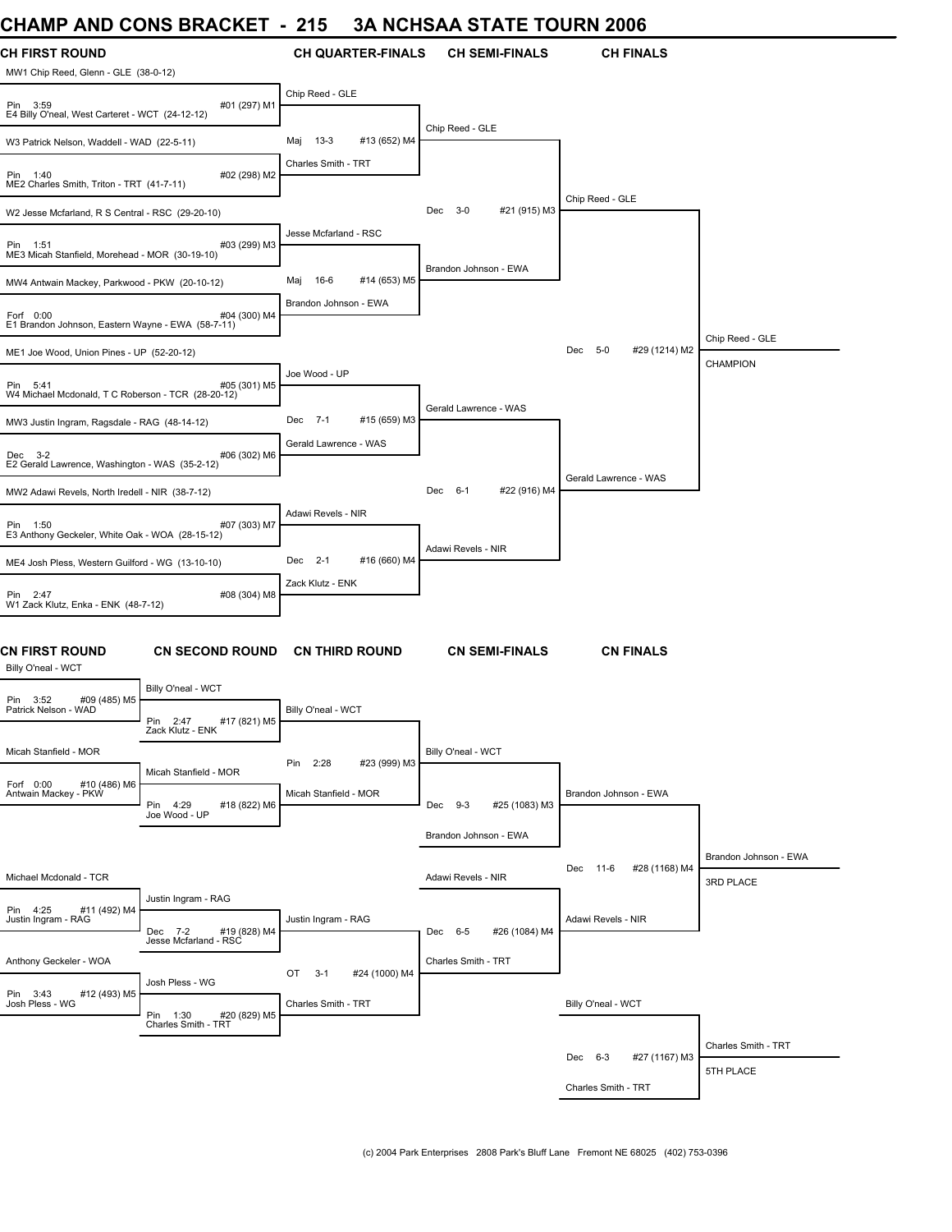# CHAMP AND CONS BRACKET - 215 3A NCHSAA STATE TOURN 2006

## CH FIRST ROUND

| Bout | Wrestler 1 | Result | Wrestler 2 |
| --- | --- | --- | --- |
| #01 (297) M1 | MW1 Chip Reed, Glenn - GLE (38-0-12) | Pin 3:59 | E4 Billy O'neal, West Carteret - WCT (24-12-12) |
| #02 (298) M2 | W3 Patrick Nelson, Waddell - WAD (22-5-11) | Pin 1:40 | ME2 Charles Smith, Triton - TRT (41-7-11) |
| #03 (299) M3 | W2 Jesse Mcfarland, R S Central - RSC (29-20-10) | Pin 1:51 | ME3 Micah Stanfield, Morehead - MOR (30-19-10) |
| #04 (300) M4 | MW4 Antwain Mackey, Parkwood - PKW (20-10-12) | Forf 0:00 | E1 Brandon Johnson, Eastern Wayne - EWA (58-7-11) |
| #05 (301) M5 | ME1 Joe Wood, Union Pines - UP (52-20-12) | Pin 5:41 | W4 Michael Mcdonald, T C Roberson - TCR (28-20-12) |
| #06 (302) M6 | MW3 Justin Ingram, Ragsdale - RAG (48-14-12) | Dec 3-2 | E2 Gerald Lawrence, Washington - WAS (35-2-12) |
| #07 (303) M7 | MW2 Adawi Revels, North Iredell - NIR (38-7-12) | Pin 1:50 | E3 Anthony Geckeler, White Oak - WOA (28-15-12) |
| #08 (304) M8 | ME4 Josh Pless, Western Guilford - WG (13-10-10) | Pin 2:47 | W1 Zack Klutz, Enka - ENK (48-7-12) |

## CH QUARTER-FINALS

| Bout | Winner | Result |
| --- | --- | --- |
| #13 (652) M4 | Chip Reed - GLE | Maj 13-3 |
| | Charles Smith - TRT | |
| #14 (653) M5 | Jesse Mcfarland - RSC | Maj 16-6 |
| | Brandon Johnson - EWA | |
| #15 (659) M3 | Joe Wood - UP | Dec 7-1 |
| | Gerald Lawrence - WAS | |
| #16 (660) M4 | Adawi Revels - NIR | Dec 2-1 |
| | Zack Klutz - ENK | |

## CH SEMI-FINALS

| Bout | Wrestlers | Result |
| --- | --- | --- |
| #21 (915) M3 | Chip Reed - GLE / Brandon Johnson - EWA | Dec 3-0 |
| #22 (916) M4 | Gerald Lawrence - WAS / Adawi Revels - NIR | Dec 6-1 |

## CH FINALS

| Bout | Wrestlers | Result |
| --- | --- | --- |
| #29 (1214) M2 | Chip Reed - GLE / Gerald Lawrence - WAS | Dec 5-0 |

**Chip Reed - GLE — CHAMPION**

## CN FIRST ROUND

| Bout | Wrestlers | Result |
| --- | --- | --- |
| #09 (485) M5 | Billy O'neal - WCT / Patrick Nelson - WAD | Pin 3:52 |
| #10 (486) M6 | Micah Stanfield - MOR / Antwain Mackey - PKW | Forf 0:00 |
| #11 (492) M4 | Michael Mcdonald - TCR / Justin Ingram - RAG | Pin 4:25 |
| #12 (493) M5 | Anthony Geckeler - WOA / Josh Pless - WG | Pin 3:43 |

## CN SECOND ROUND

| Bout | Wrestlers | Result |
| --- | --- | --- |
| #17 (821) M5 | Billy O'neal - WCT / Zack Klutz - ENK | Pin 2:47 |
| #18 (822) M6 | Micah Stanfield - MOR / Joe Wood - UP | Pin 4:29 |
| #19 (828) M4 | Justin Ingram - RAG / Jesse Mcfarland - RSC | Dec 7-2 |
| #20 (829) M5 | Josh Pless - WG / Charles Smith - TRT | Pin 1:30 |

## CN THIRD ROUND

| Bout | Wrestlers | Result |
| --- | --- | --- |
| #23 (999) M3 | Billy O'neal - WCT / Micah Stanfield - MOR | Pin 2:28 |
| #24 (1000) M4 | Justin Ingram - RAG / Charles Smith - TRT | OT 3-1 |

## CN SEMI-FINALS

| Bout | Wrestlers | Result |
| --- | --- | --- |
| #25 (1083) M3 | Billy O'neal - WCT / Brandon Johnson - EWA | Dec 9-3 |
| #26 (1084) M4 | Adawi Revels - NIR / Charles Smith - TRT | Dec 6-5 |

## CN FINALS

| Bout | Wrestlers | Result |
| --- | --- | --- |
| #28 (1168) M4 | Brandon Johnson - EWA / Adawi Revels - NIR | Dec 11-6 |
| #27 (1167) M3 | Billy O'neal - WCT / Charles Smith - TRT | Dec 6-3 |

**Brandon Johnson - EWA — 3RD PLACE**

**Charles Smith - TRT — 5TH PLACE**

(c) 2004 Park Enterprises 2808 Park's Bluff Lane Fremont NE 68025 (402) 753-0396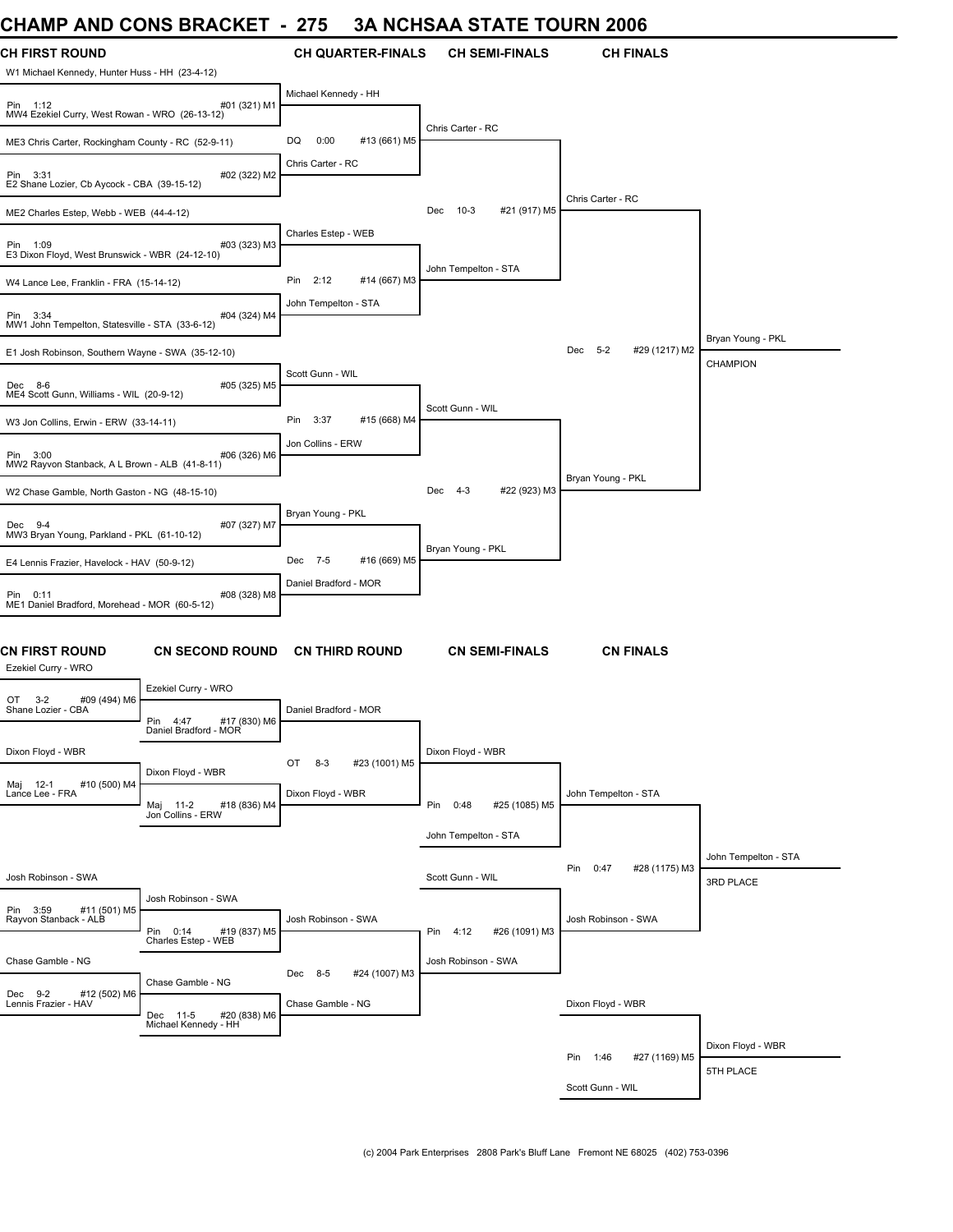# CHAMP AND CONS BRACKET - 275 3A NCHSAA STATE TOURN 2006

## CH FIRST ROUND

W1 Michael Kennedy, Hunter Huss - HH (23-4-12)
Pin 1:12 #01 (321) M1
MW4 Ezekiel Curry, West Rowan - WRO (26-13-12)

ME3 Chris Carter, Rockingham County - RC (52-9-11)
Pin 3:31 #02 (322) M2
E2 Shane Lozier, Cb Aycock - CBA (39-15-12)

ME2 Charles Estep, Webb - WEB (44-4-12)
Pin 1:09 #03 (323) M3
E3 Dixon Floyd, West Brunswick - WBR (24-12-10)

W4 Lance Lee, Franklin - FRA (15-14-12)
Pin 3:34 #04 (324) M4
MW1 John Tempelton, Statesville - STA (33-6-12)

E1 Josh Robinson, Southern Wayne - SWA (35-12-10)
Dec 8-6 #05 (325) M5
ME4 Scott Gunn, Williams - WIL (20-9-12)

W3 Jon Collins, Erwin - ERW (33-14-11)
Pin 3:00 #06 (326) M6
MW2 Rayvon Stanback, A L Brown - ALB (41-8-11)

W2 Chase Gamble, North Gaston - NG (48-15-10)
Dec 9-4 #07 (327) M7
MW3 Bryan Young, Parkland - PKL (61-10-12)

E4 Lennis Frazier, Havelock - HAV (50-9-12)
Pin 0:11 #08 (328) M8
ME1 Daniel Bradford, Morehead - MOR (60-5-12)

## CH QUARTER-FINALS

Michael Kennedy - HH
DQ 0:00 #13 (661) M5
Chris Carter - RC

Charles Estep - WEB
Pin 2:12 #14 (667) M3
John Tempelton - STA

Scott Gunn - WIL
Pin 3:37 #15 (668) M4
Jon Collins - ERW

Bryan Young - PKL
Dec 7-5 #16 (669) M5
Daniel Bradford - MOR

## CH SEMI-FINALS

Chris Carter - RC
Dec 10-3 #21 (917) M5
John Tempelton - STA

Scott Gunn - WIL
Dec 4-3 #22 (923) M3
Bryan Young - PKL

## CH FINALS

Chris Carter - RC
Dec 5-2 #29 (1217) M2
Bryan Young - PKL

Bryan Young - PKL
CHAMPION

## CN FIRST ROUND

Ezekiel Curry - WRO
OT 3-2 #09 (494) M6
Shane Lozier - CBA

Dixon Floyd - WBR
Maj 12-1 #10 (500) M4
Lance Lee - FRA

Josh Robinson - SWA
Pin 3:59 #11 (501) M5
Rayvon Stanback - ALB

Chase Gamble - NG
Dec 9-2 #12 (502) M6
Lennis Frazier - HAV

## CN SECOND ROUND

Ezekiel Curry - WRO
Pin 4:47 #17 (830) M6
Daniel Bradford - MOR

Dixon Floyd - WBR
Maj 11-2 #18 (836) M4
Jon Collins - ERW

Josh Robinson - SWA
Pin 0:14 #19 (837) M5
Charles Estep - WEB

Chase Gamble - NG
Dec 11-5 #20 (838) M6
Michael Kennedy - HH

## CN THIRD ROUND

Daniel Bradford - MOR
OT 8-3 #23 (1001) M5
Dixon Floyd - WBR

Josh Robinson - SWA
Dec 8-5 #24 (1007) M3
Chase Gamble - NG

## CN SEMI-FINALS

Dixon Floyd - WBR
Pin 0:48 #25 (1085) M5
John Tempelton - STA

Scott Gunn - WIL
Pin 4:12 #26 (1091) M3
Josh Robinson - SWA

## CN FINALS

John Tempelton - STA
Pin 0:47 #28 (1175) M3
Josh Robinson - SWA

John Tempelton - STA
3RD PLACE

Dixon Floyd - WBR
Pin 1:46 #27 (1169) M5
Scott Gunn - WIL

Dixon Floyd - WBR
5TH PLACE

(c) 2004 Park Enterprises 2808 Park's Bluff Lane Fremont NE 68025 (402) 753-0396